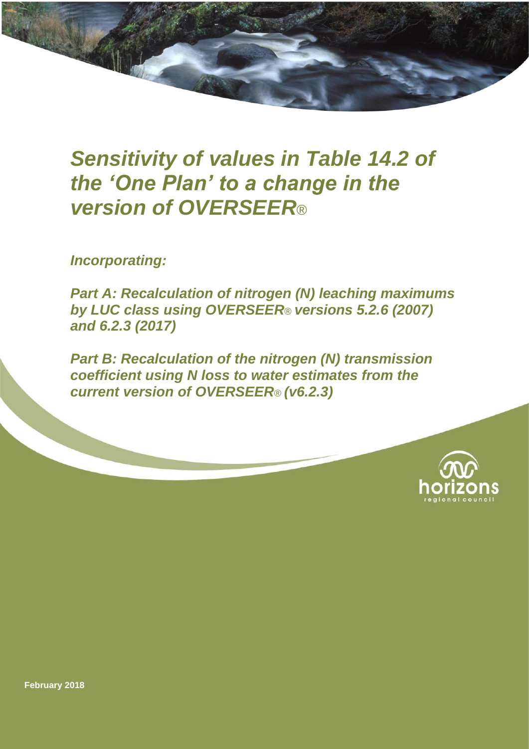# *Sensitivity of values in Table 14.2 of the 'One Plan' to a change in the version of OVERSEER®*

***Incorporating:***

***Part A: Recalculation of nitrogen (N) leaching maximums by LUC class using OVERSEER® versions 5.2.6 (2007) and 6.2.3 (2017)***

***Part B: Recalculation of the nitrogen (N) transmission coefficient using N loss to water estimates from the current version of OVERSEER® (v6.2.3)***

horizons regional council

**February 2018**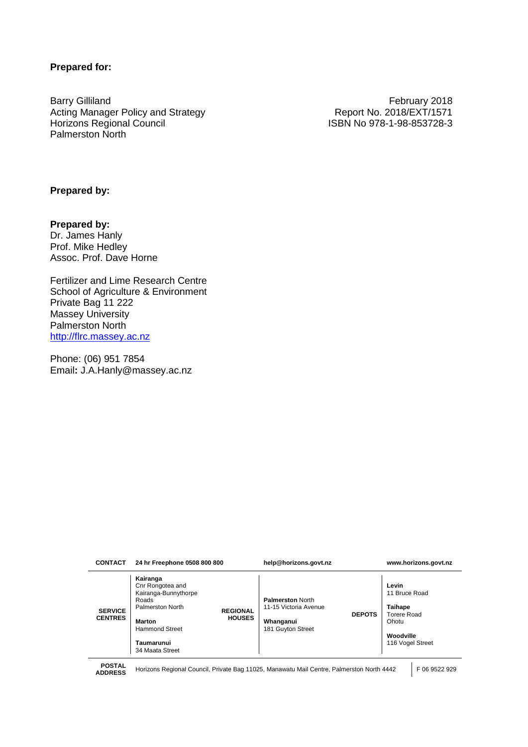**Prepared for:**

Barry Gilliland
Acting Manager Policy and Strategy
Horizons Regional Council
Palmerston North

February 2018
Report No. 2018/EXT/1571
ISBN No 978-1-98-853728-3

**Prepared by:**

**Prepared by:**
Dr. James Hanly
Prof. Mike Hedley
Assoc. Prof. Dave Horne

Fertilizer and Lime Research Centre
School of Agriculture & Environment
Private Bag 11 222
Massey University
Palmerston North
http://flrc.massey.ac.nz

Phone: (06) 951 7854
Email**:** J.A.Hanly@massey.ac.nz

| **CONTACT** | **24 hr Freephone 0508 800 800** | | **help@horizons.govt.nz** | | **www.horizons.govt.nz** |
|---|---|---|---|---|---|
| **SERVICE CENTRES** | **Kairanga** Cnr Rongotea and Kairanga-Bunnythorpe Roads Palmerston North<br>**Marton** Hammond Street<br>**Taumarunui** 34 Maata Street | **REGIONAL HOUSES** | **Palmerston** North 11-15 Victoria Avenue<br>**Whanganui** 181 Guyton Street | **DEPOTS** | **Levin** 11 Bruce Road<br>**Taihape** Torere Road Ohotu<br>**Woodville** 116 Vogel Street |
| **POSTAL ADDRESS** | Horizons Regional Council, Private Bag 11025, Manawatu Mail Centre, Palmerston North 4442 | | | | F 06 9522 929 |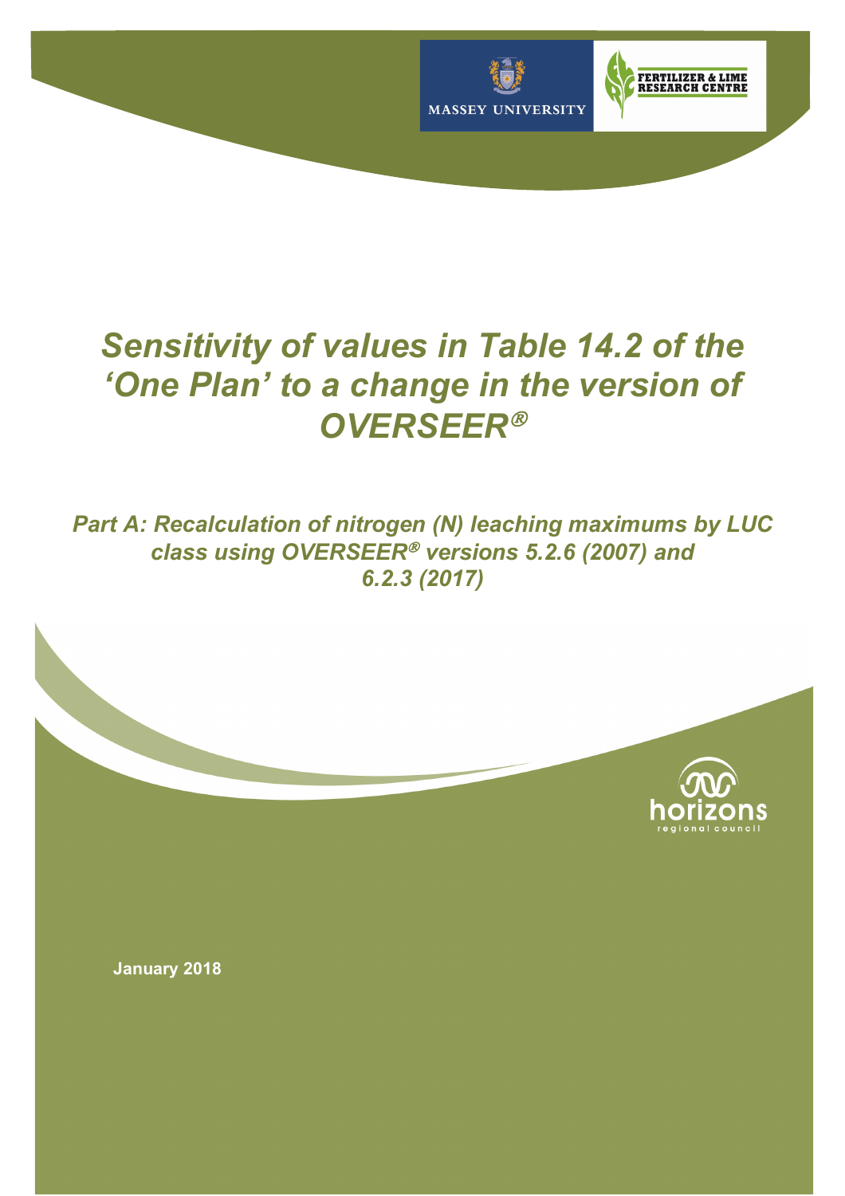# *Sensitivity of values in Table 14.2 of the 'One Plan' to a change in the version of OVERSEER®*

## *Part A: Recalculation of nitrogen (N) leaching maximums by LUC class using OVERSEER® versions 5.2.6 (2007) and 6.2.3 (2017)*

**January 2018**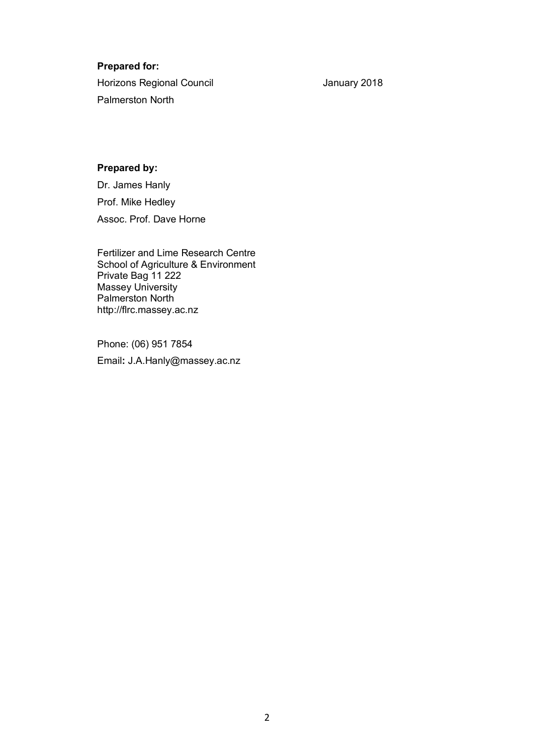**Prepared for:**

Horizons Regional Council January 2018

Palmerston North

**Prepared by:**

Dr. James Hanly

Prof. Mike Hedley

Assoc. Prof. Dave Horne

Fertilizer and Lime Research Centre
School of Agriculture & Environment
Private Bag 11 222
Massey University
Palmerston North
http://flrc.massey.ac.nz

Phone: (06) 951 7854

Email**:** J.A.Hanly@massey.ac.nz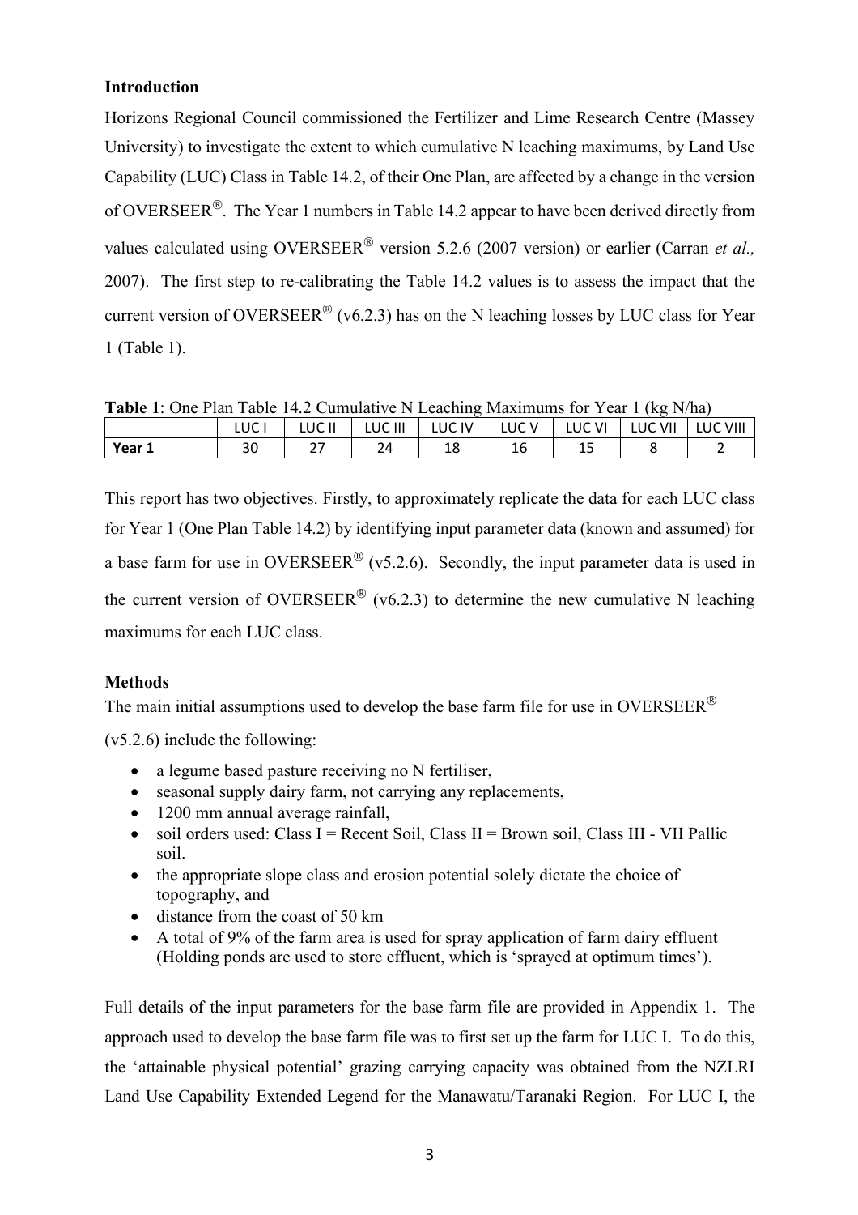**Introduction**

Horizons Regional Council commissioned the Fertilizer and Lime Research Centre (Massey University) to investigate the extent to which cumulative N leaching maximums, by Land Use Capability (LUC) Class in Table 14.2, of their One Plan, are affected by a change in the version of OVERSEER®. The Year 1 numbers in Table 14.2 appear to have been derived directly from values calculated using OVERSEER® version 5.2.6 (2007 version) or earlier (Carran *et al.,* 2007). The first step to re-calibrating the Table 14.2 values is to assess the impact that the current version of OVERSEER® (v6.2.3) has on the N leaching losses by LUC class for Year 1 (Table 1).

**Table 1**: One Plan Table 14.2 Cumulative N Leaching Maximums for Year 1 (kg N/ha)

| | LUC I | LUC II | LUC III | LUC IV | LUC V | LUC VI | LUC VII | LUC VIII |
|---|---|---|---|---|---|---|---|---|
| **Year 1** | 30 | 27 | 24 | 18 | 16 | 15 | 8 | 2 |

This report has two objectives. Firstly, to approximately replicate the data for each LUC class for Year 1 (One Plan Table 14.2) by identifying input parameter data (known and assumed) for a base farm for use in OVERSEER® (v5.2.6). Secondly, the input parameter data is used in the current version of OVERSEER® (v6.2.3) to determine the new cumulative N leaching maximums for each LUC class.

**Methods**

The main initial assumptions used to develop the base farm file for use in OVERSEER® (v5.2.6) include the following:

- a legume based pasture receiving no N fertiliser,
- seasonal supply dairy farm, not carrying any replacements,
- 1200 mm annual average rainfall,
- soil orders used: Class I = Recent Soil, Class II = Brown soil, Class III - VII Pallic soil.
- the appropriate slope class and erosion potential solely dictate the choice of topography, and
- distance from the coast of 50 km
- A total of 9% of the farm area is used for spray application of farm dairy effluent (Holding ponds are used to store effluent, which is 'sprayed at optimum times').

Full details of the input parameters for the base farm file are provided in Appendix 1. The approach used to develop the base farm file was to first set up the farm for LUC I. To do this, the 'attainable physical potential' grazing carrying capacity was obtained from the NZLRI Land Use Capability Extended Legend for the Manawatu/Taranaki Region. For LUC I, the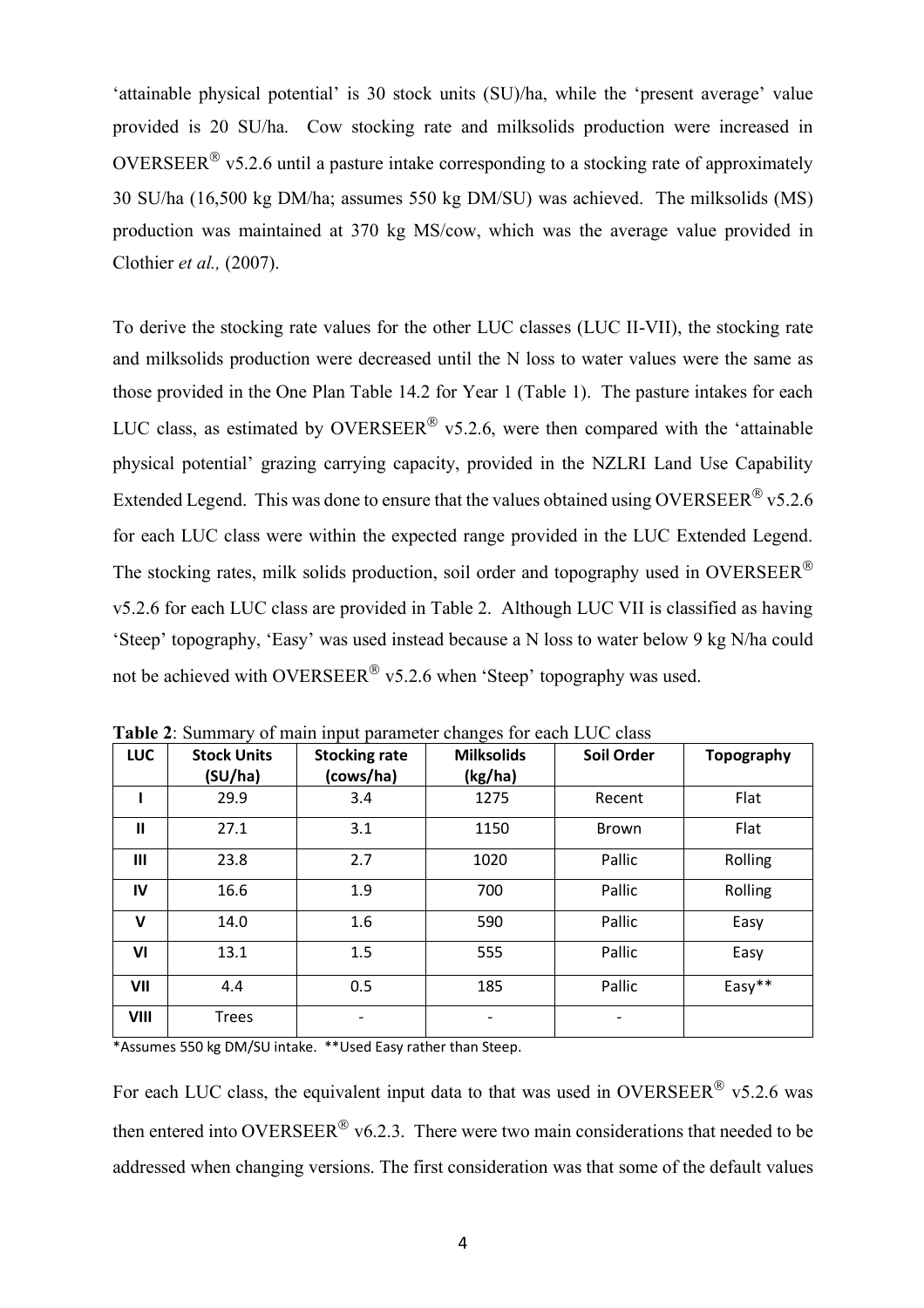'attainable physical potential' is 30 stock units (SU)/ha, while the 'present average' value provided is 20 SU/ha. Cow stocking rate and milksolids production were increased in OVERSEER® v5.2.6 until a pasture intake corresponding to a stocking rate of approximately 30 SU/ha (16,500 kg DM/ha; assumes 550 kg DM/SU) was achieved. The milksolids (MS) production was maintained at 370 kg MS/cow, which was the average value provided in Clothier *et al.,* (2007).

To derive the stocking rate values for the other LUC classes (LUC II-VII), the stocking rate and milksolids production were decreased until the N loss to water values were the same as those provided in the One Plan Table 14.2 for Year 1 (Table 1). The pasture intakes for each LUC class, as estimated by OVERSEER® v5.2.6, were then compared with the 'attainable physical potential' grazing carrying capacity, provided in the NZLRI Land Use Capability Extended Legend. This was done to ensure that the values obtained using OVERSEER® v5.2.6 for each LUC class were within the expected range provided in the LUC Extended Legend. The stocking rates, milk solids production, soil order and topography used in OVERSEER® v5.2.6 for each LUC class are provided in Table 2. Although LUC VII is classified as having 'Steep' topography, 'Easy' was used instead because a N loss to water below 9 kg N/ha could not be achieved with OVERSEER® v5.2.6 when 'Steep' topography was used.

**Table 2**: Summary of main input parameter changes for each LUC class

| LUC | Stock Units (SU/ha) | Stocking rate (cows/ha) | Milksolids (kg/ha) | Soil Order | Topography |
|---|---|---|---|---|---|
| I | 29.9 | 3.4 | 1275 | Recent | Flat |
| II | 27.1 | 3.1 | 1150 | Brown | Flat |
| III | 23.8 | 2.7 | 1020 | Pallic | Rolling |
| IV | 16.6 | 1.9 | 700 | Pallic | Rolling |
| V | 14.0 | 1.6 | 590 | Pallic | Easy |
| VI | 13.1 | 1.5 | 555 | Pallic | Easy |
| VII | 4.4 | 0.5 | 185 | Pallic | Easy** |
| VIII | Trees | - | - | - | |

*Assumes 550 kg DM/SU intake. **Used Easy rather than Steep.

For each LUC class, the equivalent input data to that was used in OVERSEER® v5.2.6 was then entered into OVERSEER® v6.2.3. There were two main considerations that needed to be addressed when changing versions. The first consideration was that some of the default values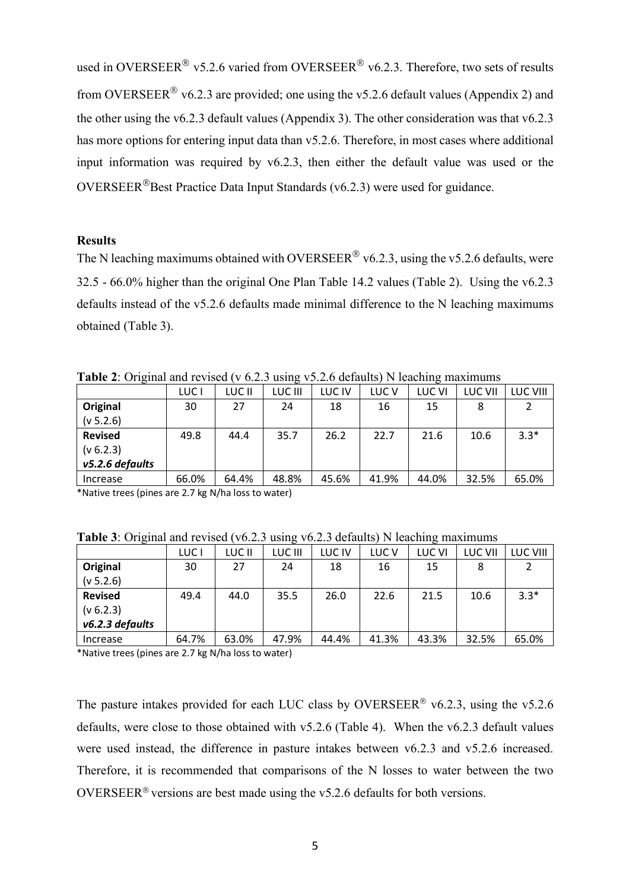used in OVERSEER® v5.2.6 varied from OVERSEER® v6.2.3. Therefore, two sets of results from OVERSEER® v6.2.3 are provided; one using the v5.2.6 default values (Appendix 2) and the other using the v6.2.3 default values (Appendix 3). The other consideration was that v6.2.3 has more options for entering input data than v5.2.6. Therefore, in most cases where additional input information was required by v6.2.3, then either the default value was used or the OVERSEER®Best Practice Data Input Standards (v6.2.3) were used for guidance.

**Results**

The N leaching maximums obtained with OVERSEER® v6.2.3, using the v5.2.6 defaults, were 32.5 - 66.0% higher than the original One Plan Table 14.2 values (Table 2). Using the v6.2.3 defaults instead of the v5.2.6 defaults made minimal difference to the N leaching maximums obtained (Table 3).

**Table 2**: Original and revised (v 6.2.3 using v5.2.6 defaults) N leaching maximums

| | LUC I | LUC II | LUC III | LUC IV | LUC V | LUC VI | LUC VII | LUC VIII |
|---|---|---|---|---|---|---|---|---|
| **Original** (v 5.2.6) | 30 | 27 | 24 | 18 | 16 | 15 | 8 | 2 |
| **Revised** (v 6.2.3) ***v5.2.6 defaults*** | 49.8 | 44.4 | 35.7 | 26.2 | 22.7 | 21.6 | 10.6 | 3.3* |
| Increase | 66.0% | 64.4% | 48.8% | 45.6% | 41.9% | 44.0% | 32.5% | 65.0% |

*Native trees (pines are 2.7 kg N/ha loss to water)

**Table 3**: Original and revised (v6.2.3 using v6.2.3 defaults) N leaching maximums

| | LUC I | LUC II | LUC III | LUC IV | LUC V | LUC VI | LUC VII | LUC VIII |
|---|---|---|---|---|---|---|---|---|
| **Original** (v 5.2.6) | 30 | 27 | 24 | 18 | 16 | 15 | 8 | 2 |
| **Revised** (v 6.2.3) ***v6.2.3 defaults*** | 49.4 | 44.0 | 35.5 | 26.0 | 22.6 | 21.5 | 10.6 | 3.3* |
| Increase | 64.7% | 63.0% | 47.9% | 44.4% | 41.3% | 43.3% | 32.5% | 65.0% |

*Native trees (pines are 2.7 kg N/ha loss to water)

The pasture intakes provided for each LUC class by OVERSEER® v6.2.3, using the v5.2.6 defaults, were close to those obtained with v5.2.6 (Table 4). When the v6.2.3 default values were used instead, the difference in pasture intakes between v6.2.3 and v5.2.6 increased. Therefore, it is recommended that comparisons of the N losses to water between the two OVERSEER® versions are best made using the v5.2.6 defaults for both versions.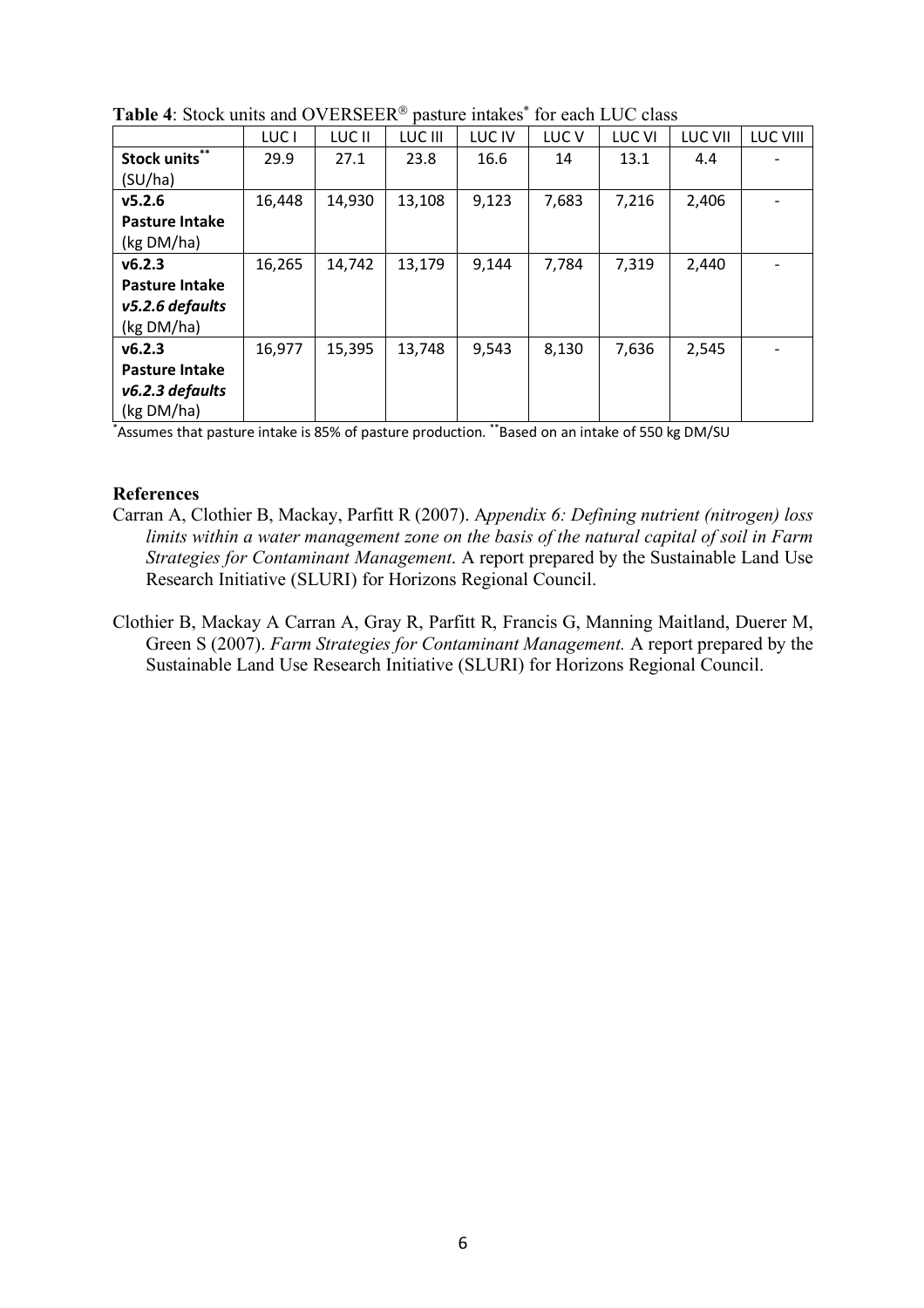**Table 4**: Stock units and OVERSEER® pasture intakes* for each LUC class

| | LUC I | LUC II | LUC III | LUC IV | LUC V | LUC VI | LUC VII | LUC VIII |
|---|---|---|---|---|---|---|---|---|
| **Stock units**** (SU/ha) | 29.9 | 27.1 | 23.8 | 16.6 | 14 | 13.1 | 4.4 | - |
| **v5.2.6 Pasture Intake** (kg DM/ha) | 16,448 | 14,930 | 13,108 | 9,123 | 7,683 | 7,216 | 2,406 | - |
| **v6.2.3 Pasture Intake** ***v5.2.6 defaults*** (kg DM/ha) | 16,265 | 14,742 | 13,179 | 9,144 | 7,784 | 7,319 | 2,440 | - |
| **v6.2.3 Pasture Intake** ***v6.2.3 defaults*** (kg DM/ha) | 16,977 | 15,395 | 13,748 | 9,543 | 8,130 | 7,636 | 2,545 | - |

*Assumes that pasture intake is 85% of pasture production. **Based on an intake of 550 kg DM/SU

## References

Carran A, Clothier B, Mackay, Parfitt R (2007). A*ppendix 6: Defining nutrient (nitrogen) loss limits within a water management zone on the basis of the natural capital of soil in Farm Strategies for Contaminant Management*. A report prepared by the Sustainable Land Use Research Initiative (SLURI) for Horizons Regional Council.

Clothier B, Mackay A Carran A, Gray R, Parfitt R, Francis G, Manning Maitland, Duerer M, Green S (2007). *Farm Strategies for Contaminant Management.* A report prepared by the Sustainable Land Use Research Initiative (SLURI) for Horizons Regional Council.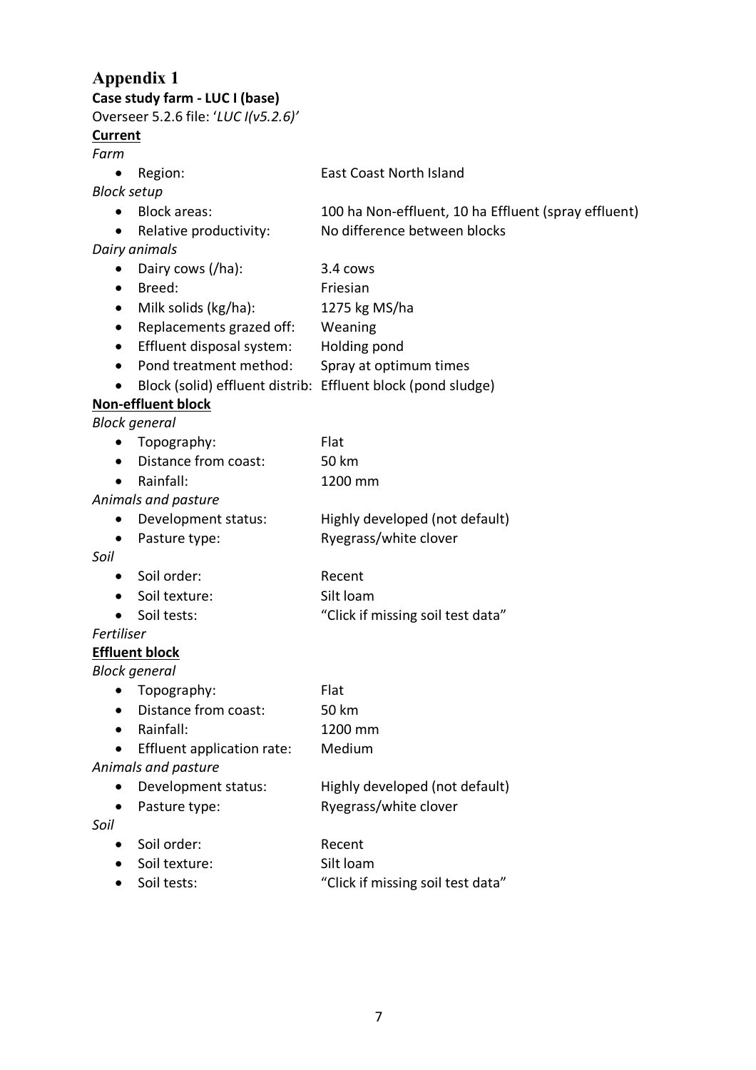# Appendix 1

**Case study farm - LUC I (base)**

Overseer 5.2.6 file: '*LUC I(v5.2.6)*'

**<u>Current</u>**

*Farm*

- Region: East Coast North Island

*Block setup*

- Block areas: 100 ha Non-effluent, 10 ha Effluent (spray effluent)
- Relative productivity: No difference between blocks

*Dairy animals*

- Dairy cows (/ha): 3.4 cows
- Breed: Friesian
- Milk solids (kg/ha): 1275 kg MS/ha
- Replacements grazed off: Weaning
- Effluent disposal system: Holding pond
- Pond treatment method: Spray at optimum times
- Block (solid) effluent distrib: Effluent block (pond sludge)

**<u>Non-effluent block</u>**

*Block general*

- Topography: Flat
- Distance from coast: 50 km
- Rainfall: 1200 mm

*Animals and pasture*

- Development status: Highly developed (not default)
- Pasture type: Ryegrass/white clover

*Soil*

- Soil order: Recent
- Soil texture: Silt loam
- Soil tests: "Click if missing soil test data"

*Fertiliser*

**<u>Effluent block</u>**

*Block general*

- Topography: Flat
- Distance from coast: 50 km
- Rainfall: 1200 mm
- Effluent application rate: Medium

*Animals and pasture*

- Development status: Highly developed (not default)
- Pasture type: Ryegrass/white clover

*Soil*

- Soil order: Recent
- Soil texture: Silt loam
- Soil tests: "Click if missing soil test data"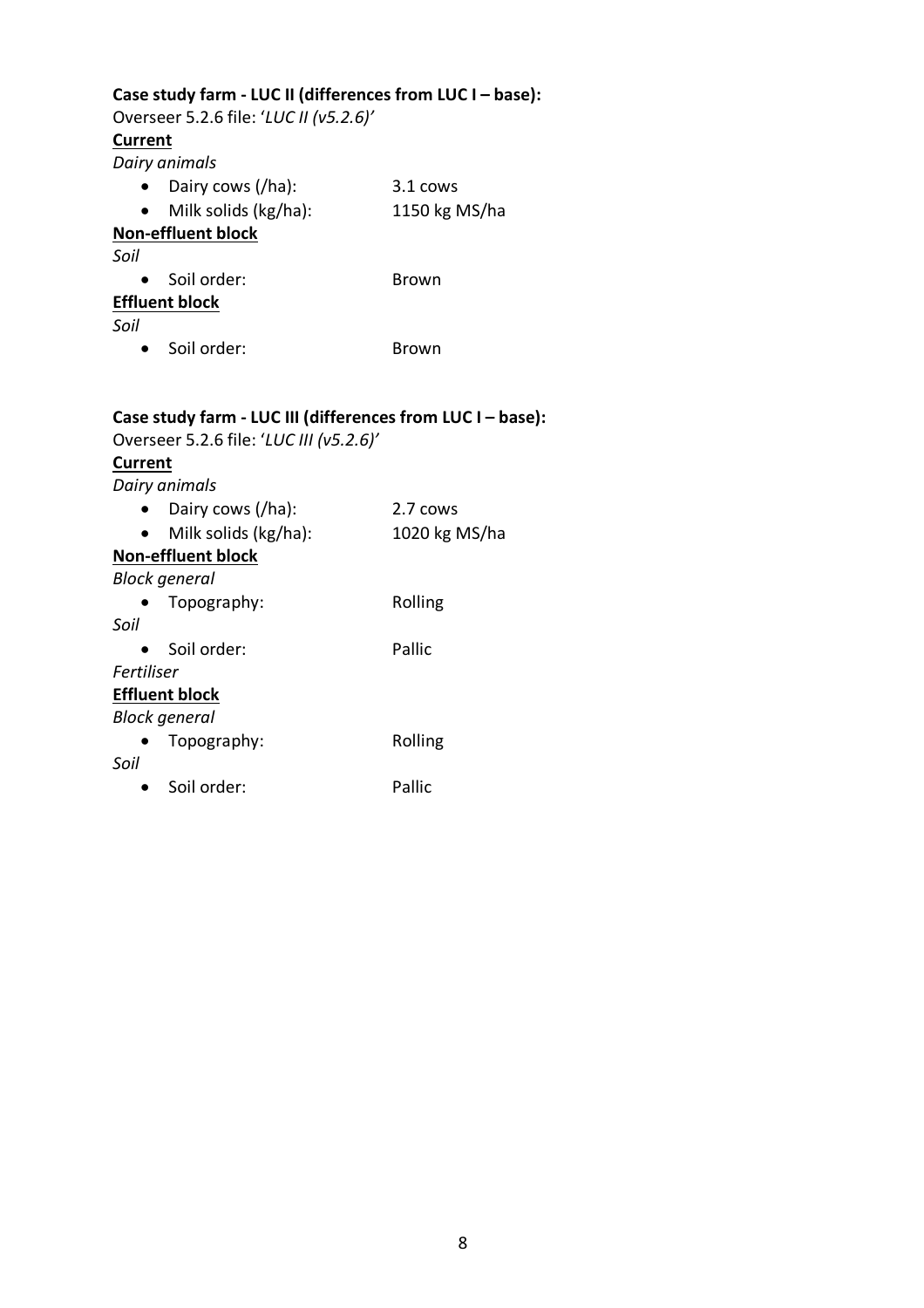**Case study farm - LUC II (differences from LUC I – base):**

Overseer 5.2.6 file: '*LUC II (v5.2.6)*'

**<u>Current</u>**

*Dairy animals*

- Dairy cows (/ha): 3.1 cows
- Milk solids (kg/ha): 1150 kg MS/ha

**<u>Non-effluent block</u>**

*Soil*

- Soil order: Brown

**<u>Effluent block</u>**

*Soil*

- Soil order: Brown

**Case study farm - LUC III (differences from LUC I – base):**

Overseer 5.2.6 file: '*LUC III (v5.2.6)*'

**<u>Current</u>**

*Dairy animals*

- Dairy cows (/ha): 2.7 cows
- Milk solids (kg/ha): 1020 kg MS/ha

**<u>Non-effluent block</u>**

*Block general*

- Topography: Rolling

*Soil*

- Soil order: Pallic

*Fertiliser*

**<u>Effluent block</u>**

*Block general*

- Topography: Rolling

*Soil*

- Soil order: Pallic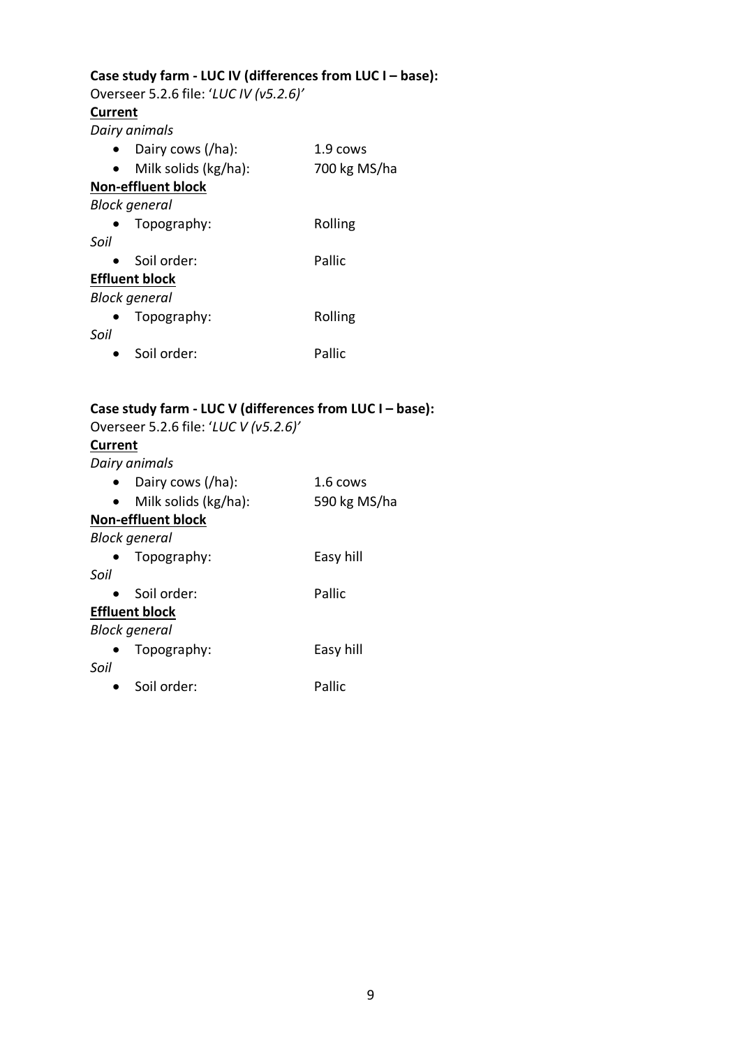**Case study farm - LUC IV (differences from LUC I – base):**

Overseer 5.2.6 file: '*LUC IV (v5.2.6)*'

**<u>Current</u>**

*Dairy animals*

- Dairy cows (/ha): 1.9 cows
- Milk solids (kg/ha): 700 kg MS/ha

**<u>Non-effluent block</u>**

*Block general*

- Topography: Rolling

*Soil*

- Soil order: Pallic

**<u>Effluent block</u>**

*Block general*

- Topography: Rolling

*Soil*

- Soil order: Pallic

**Case study farm - LUC V (differences from LUC I – base):**

Overseer 5.2.6 file: '*LUC V (v5.2.6)*'

**<u>Current</u>**

*Dairy animals*

- Dairy cows (/ha): 1.6 cows
- Milk solids (kg/ha): 590 kg MS/ha

**<u>Non-effluent block</u>**

*Block general*

- Topography: Easy hill

*Soil*

- Soil order: Pallic

**<u>Effluent block</u>**

*Block general*

- Topography: Easy hill

*Soil*

- Soil order: Pallic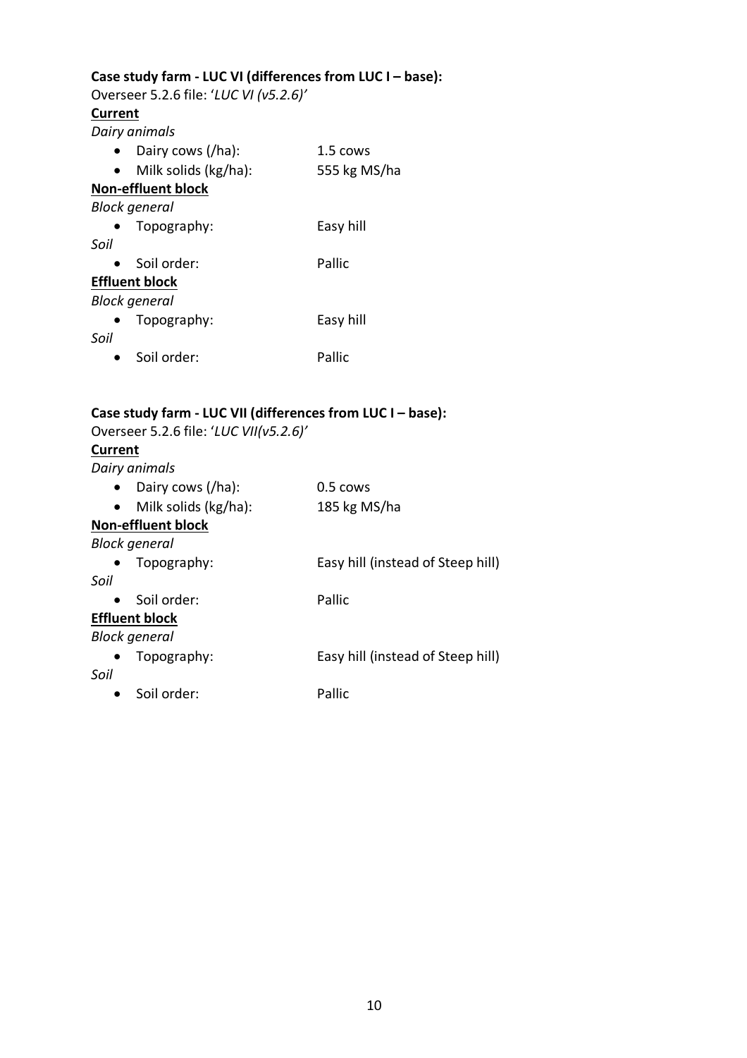**Case study farm - LUC VI (differences from LUC I – base):**

Overseer 5.2.6 file: '*LUC VI (v5.2.6)'*

**<u>Current</u>**

*Dairy animals*

- Dairy cows (/ha): 1.5 cows
- Milk solids (kg/ha): 555 kg MS/ha

**<u>Non-effluent block</u>**

*Block general*

- Topography: Easy hill

*Soil*

- Soil order: Pallic

**<u>Effluent block</u>**

*Block general*

- Topography: Easy hill

*Soil*

- Soil order: Pallic

**Case study farm - LUC VII (differences from LUC I – base):**

Overseer 5.2.6 file: '*LUC VII(v5.2.6)'*

**<u>Current</u>**

*Dairy animals*

- Dairy cows (/ha): 0.5 cows
- Milk solids (kg/ha): 185 kg MS/ha

**<u>Non-effluent block</u>**

*Block general*

- Topography: Easy hill (instead of Steep hill)

*Soil*

- Soil order: Pallic

**<u>Effluent block</u>**

*Block general*

- Topography: Easy hill (instead of Steep hill)

*Soil*

- Soil order: Pallic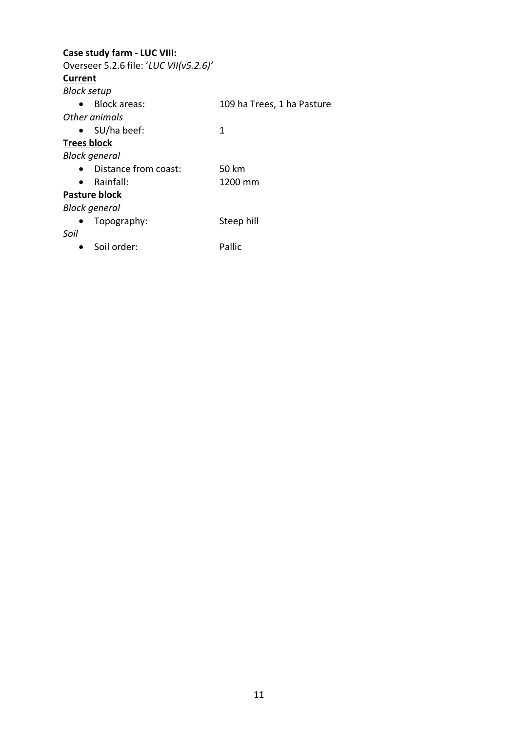**Case study farm - LUC VIII:**

Overseer 5.2.6 file: '*LUC VII(v5.2.6)'*

**Current**

*Block setup*

- Block areas: 109 ha Trees, 1 ha Pasture

*Other animals*

- SU/ha beef: 1

**Trees block**

*Block general*

- Distance from coast: 50 km
- Rainfall: 1200 mm

**Pasture block**

*Block general*

- Topography: Steep hill

*Soil*

- Soil order: Pallic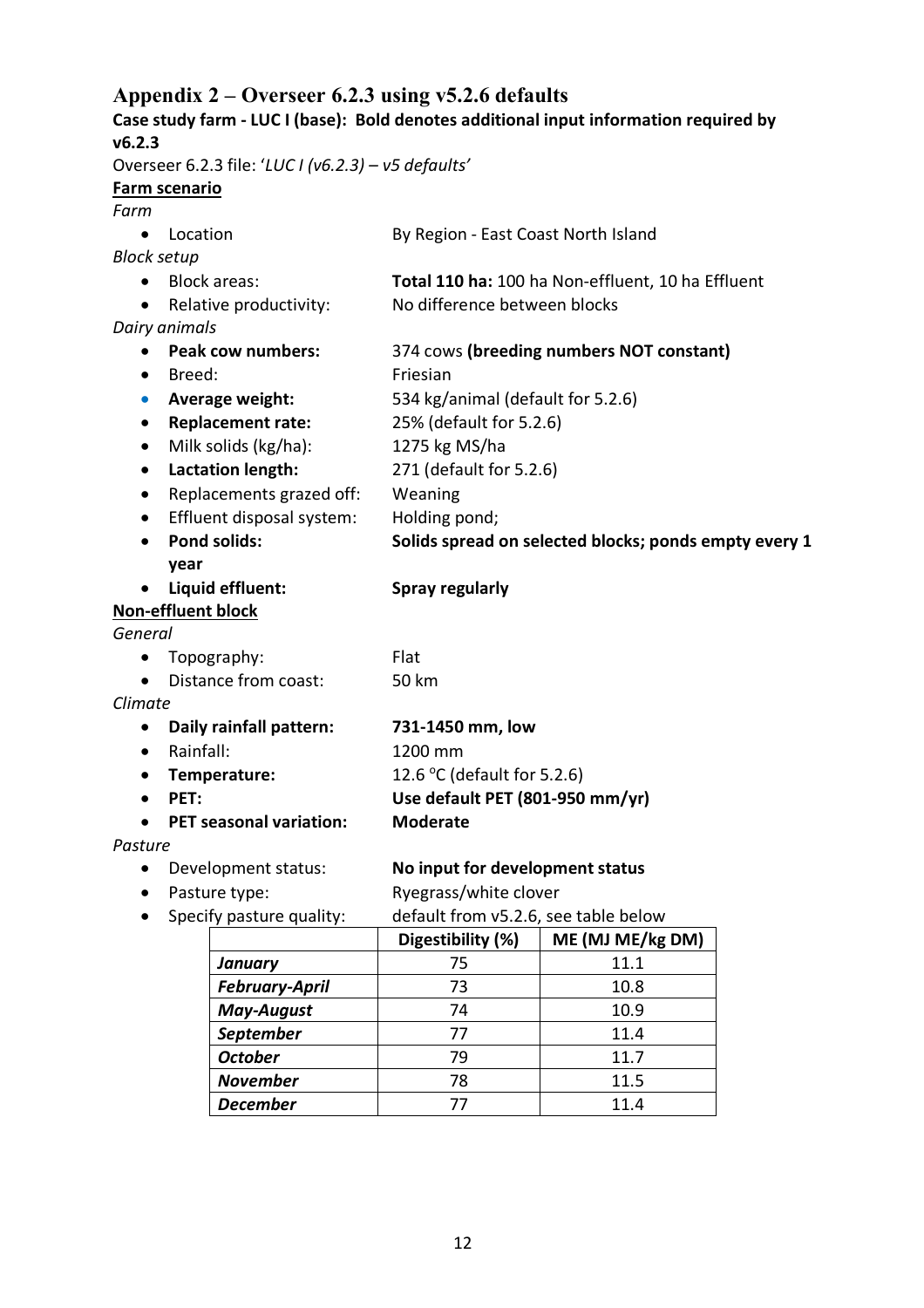## Appendix 2 – Overseer 6.2.3 using v5.2.6 defaults

**Case study farm - LUC I (base): Bold denotes additional input information required by v6.2.3**

Overseer 6.2.3 file: '*LUC I (v6.2.3) – v5 defaults*'

**Farm scenario**

*Farm*

- Location: By Region - East Coast North Island

*Block setup*

- Block areas: **Total 110 ha:** 100 ha Non-effluent, 10 ha Effluent
- Relative productivity: No difference between blocks

*Dairy animals*

- **Peak cow numbers:** 374 cows **(breeding numbers NOT constant)**
- Breed: Friesian
- **Average weight:** 534 kg/animal (default for 5.2.6)
- **Replacement rate:** 25% (default for 5.2.6)
- Milk solids (kg/ha): 1275 kg MS/ha
- **Lactation length:** 271 (default for 5.2.6)
- Replacements grazed off: Weaning
- Effluent disposal system: Holding pond;
- **Pond solids: Solids spread on selected blocks; ponds empty every 1 year**
- **Liquid effluent: Spray regularly**

**Non-effluent block**

*General*

- Topography: Flat
- Distance from coast: 50 km

*Climate*

- **Daily rainfall pattern: 731-1450 mm, low**
- Rainfall: 1200 mm
- **Temperature:** 12.6 °C (default for 5.2.6)
- **PET: Use default PET (801-950 mm/yr)**
- **PET seasonal variation: Moderate**

*Pasture*

- Development status: **No input for development status**
- Pasture type: Ryegrass/white clover
- Specify pasture quality: default from v5.2.6, see table below

| | Digestibility (%) | ME (MJ ME/kg DM) |
|---|---|---|
| ***January*** | 75 | 11.1 |
| ***February-April*** | 73 | 10.8 |
| ***May-August*** | 74 | 10.9 |
| ***September*** | 77 | 11.4 |
| ***October*** | 79 | 11.7 |
| ***November*** | 78 | 11.5 |
| ***December*** | 77 | 11.4 |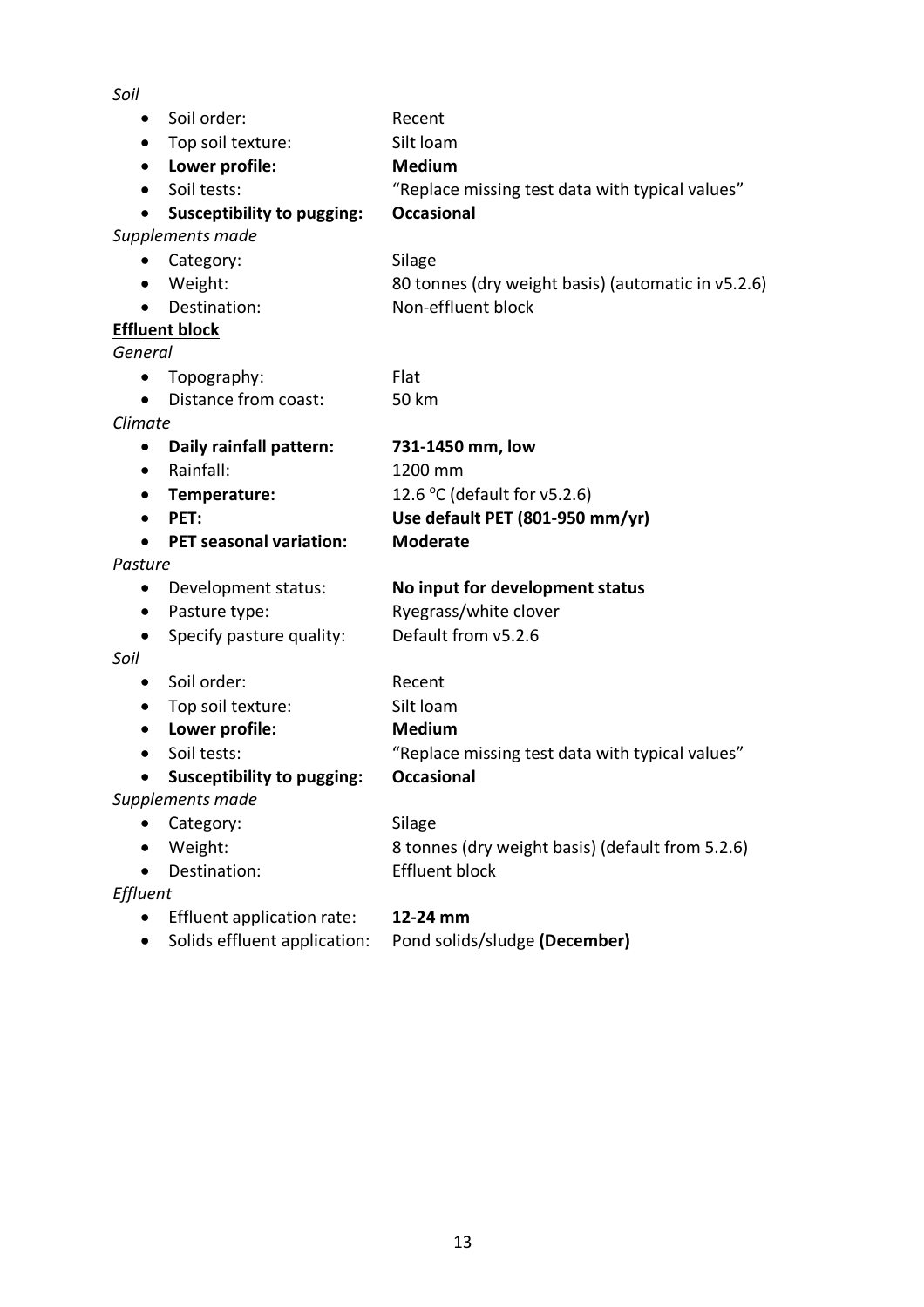*Soil*

- Soil order: Recent
- Top soil texture: Silt loam
- **Lower profile: Medium**
- Soil tests: “Replace missing test data with typical values”
- **Susceptibility to pugging: Occasional**

*Supplements made*

- Category: Silage
- Weight: 80 tonnes (dry weight basis) (automatic in v5.2.6)
- Destination: Non-effluent block

**<u>Effluent block</u>**

*General*

- Topography: Flat
- Distance from coast: 50 km

*Climate*

- **Daily rainfall pattern: 731-1450 mm, low**
- Rainfall: 1200 mm
- **Temperature:** 12.6 °C (default for v5.2.6)
- **PET: Use default PET (801-950 mm/yr)**
- **PET seasonal variation: Moderate**

*Pasture*

- Development status: **No input for development status**
- Pasture type: Ryegrass/white clover
- Specify pasture quality: Default from v5.2.6

*Soil*

- Soil order: Recent
- Top soil texture: Silt loam
- **Lower profile: Medium**
- Soil tests: “Replace missing test data with typical values”
- **Susceptibility to pugging: Occasional**

*Supplements made*

- Category: Silage
- Weight: 8 tonnes (dry weight basis) (default from 5.2.6)
- Destination: Effluent block

*Effluent*

- Effluent application rate: **12-24 mm**
- Solids effluent application: Pond solids/sludge **(December)**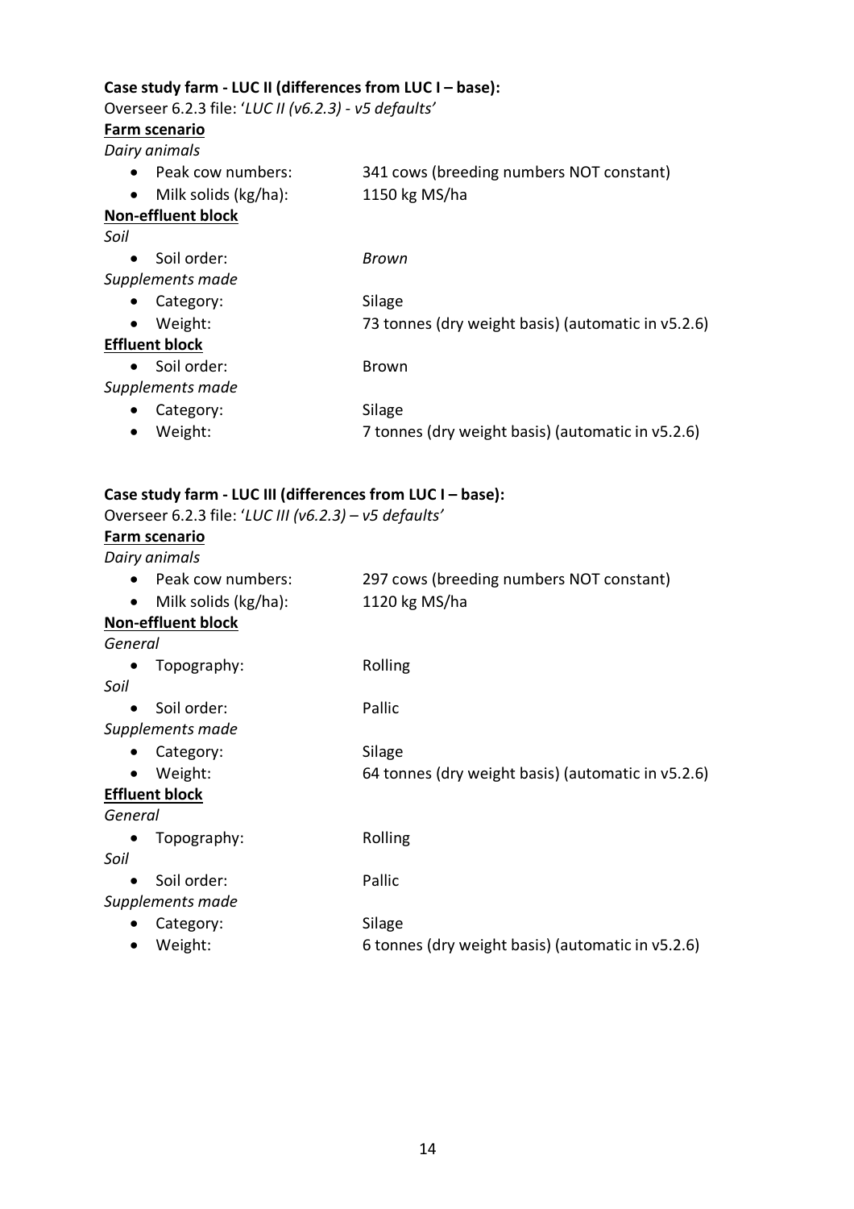**Case study farm - LUC II (differences from LUC I – base):**

Overseer 6.2.3 file: '*LUC II (v6.2.3) - v5 defaults*'

**<u>Farm scenario</u>**

*Dairy animals*

- Peak cow numbers: 341 cows (breeding numbers NOT constant)
- Milk solids (kg/ha): 1150 kg MS/ha

**<u>Non-effluent block</u>**

*Soil*

- Soil order: *Brown*

*Supplements made*

- Category: Silage
- Weight: 73 tonnes (dry weight basis) (automatic in v5.2.6)

**<u>Effluent block</u>**

- Soil order: Brown

*Supplements made*

- Category: Silage
- Weight: 7 tonnes (dry weight basis) (automatic in v5.2.6)

**Case study farm - LUC III (differences from LUC I – base):**

Overseer 6.2.3 file: '*LUC III (v6.2.3) – v5 defaults*'

**<u>Farm scenario</u>**

*Dairy animals*

- Peak cow numbers: 297 cows (breeding numbers NOT constant)
- Milk solids (kg/ha): 1120 kg MS/ha

**<u>Non-effluent block</u>**

*General*

- Topography: Rolling

*Soil*

- Soil order: Pallic

*Supplements made*

- Category: Silage
- Weight: 64 tonnes (dry weight basis) (automatic in v5.2.6)

**<u>Effluent block</u>**

*General*

- Topography: Rolling

*Soil*

- Soil order: Pallic

*Supplements made*

- Category: Silage
- Weight: 6 tonnes (dry weight basis) (automatic in v5.2.6)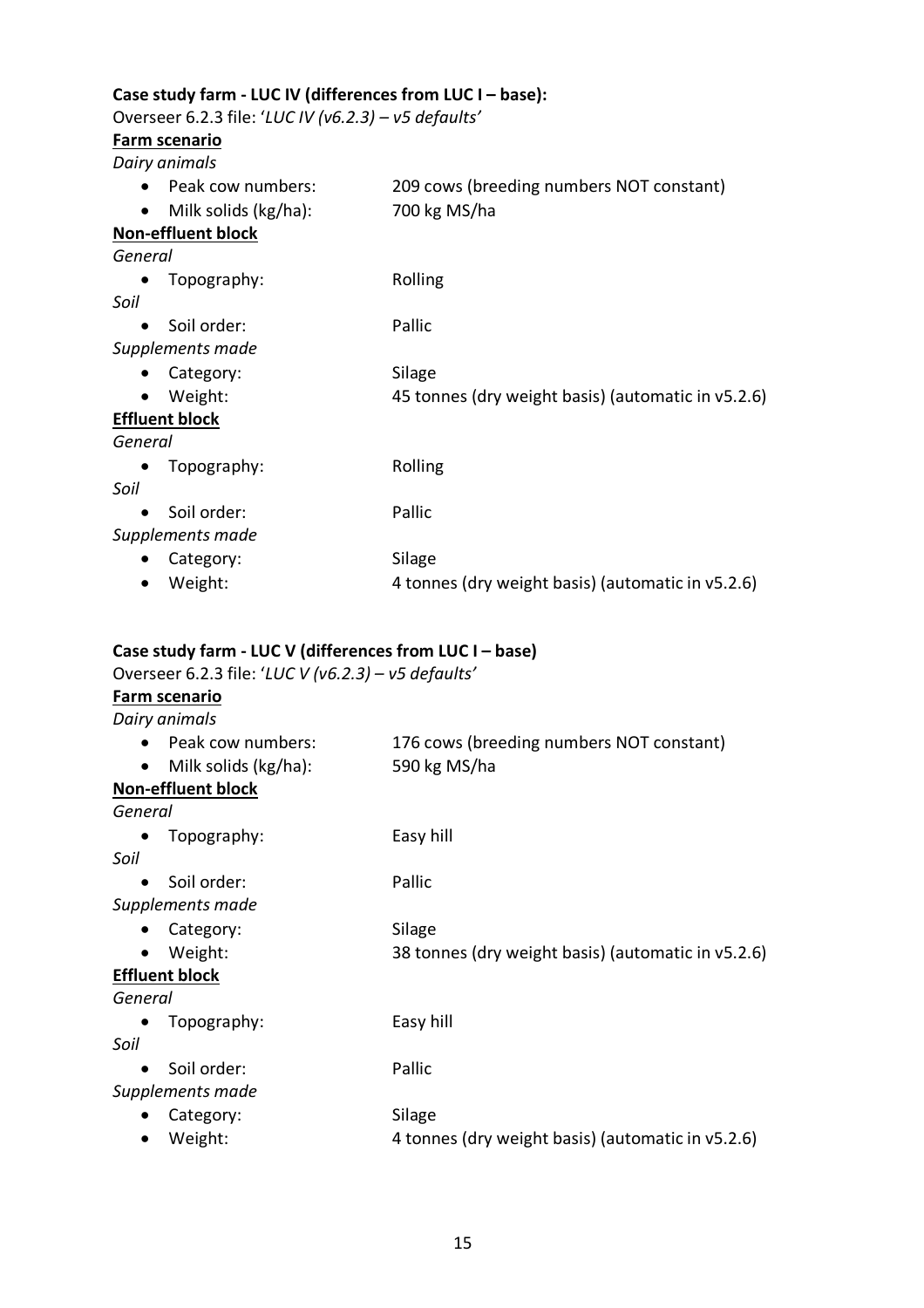**Case study farm - LUC IV (differences from LUC I – base):**

Overseer 6.2.3 file: '*LUC IV (v6.2.3) – v5 defaults*'

**Farm scenario**

*Dairy animals*

- Peak cow numbers: 209 cows (breeding numbers NOT constant)
- Milk solids (kg/ha): 700 kg MS/ha

**Non-effluent block**

*General*

- Topography: Rolling

*Soil*

- Soil order: Pallic

*Supplements made*

- Category: Silage
- Weight: 45 tonnes (dry weight basis) (automatic in v5.2.6)

**Effluent block**

*General*

- Topography: Rolling

*Soil*

- Soil order: Pallic

*Supplements made*

- Category: Silage
- Weight: 4 tonnes (dry weight basis) (automatic in v5.2.6)

**Case study farm - LUC V (differences from LUC I – base)**

Overseer 6.2.3 file: '*LUC V (v6.2.3) – v5 defaults*'

**Farm scenario**

*Dairy animals*

- Peak cow numbers: 176 cows (breeding numbers NOT constant)
- Milk solids (kg/ha): 590 kg MS/ha

**Non-effluent block**

*General*

- Topography: Easy hill

*Soil*

- Soil order: Pallic

*Supplements made*

- Category: Silage
- Weight: 38 tonnes (dry weight basis) (automatic in v5.2.6)

**Effluent block**

*General*

- Topography: Easy hill

*Soil*

- Soil order: Pallic

*Supplements made*

- Category: Silage
- Weight: 4 tonnes (dry weight basis) (automatic in v5.2.6)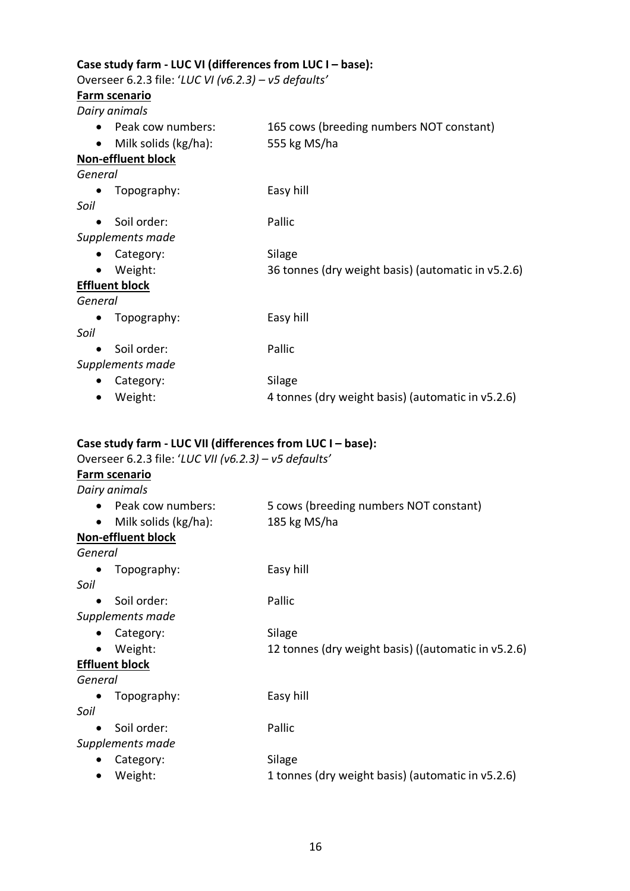**Case study farm - LUC VI (differences from LUC I – base):**

Overseer 6.2.3 file: '*LUC VI (v6.2.3) – v5 defaults*'

**<u>Farm scenario</u>**

*Dairy animals*

- Peak cow numbers: 165 cows (breeding numbers NOT constant)
- Milk solids (kg/ha): 555 kg MS/ha

**<u>Non-effluent block</u>**

*General*

- Topography: Easy hill

*Soil*

- Soil order: Pallic

*Supplements made*

- Category: Silage
- Weight: 36 tonnes (dry weight basis) (automatic in v5.2.6)

**<u>Effluent block</u>**

*General*

- Topography: Easy hill

*Soil*

- Soil order: Pallic

*Supplements made*

- Category: Silage
- Weight: 4 tonnes (dry weight basis) (automatic in v5.2.6)

**Case study farm - LUC VII (differences from LUC I – base):**

Overseer 6.2.3 file: '*LUC VII (v6.2.3) – v5 defaults*'

**<u>Farm scenario</u>**

*Dairy animals*

- Peak cow numbers: 5 cows (breeding numbers NOT constant)
- Milk solids (kg/ha): 185 kg MS/ha

**<u>Non-effluent block</u>**

*General*

- Topography: Easy hill

*Soil*

- Soil order: Pallic

*Supplements made*

- Category: Silage
- Weight: 12 tonnes (dry weight basis) ((automatic in v5.2.6)

**<u>Effluent block</u>**

*General*

- Topography: Easy hill

*Soil*

- Soil order: Pallic

*Supplements made*

- Category: Silage
- Weight: 1 tonnes (dry weight basis) (automatic in v5.2.6)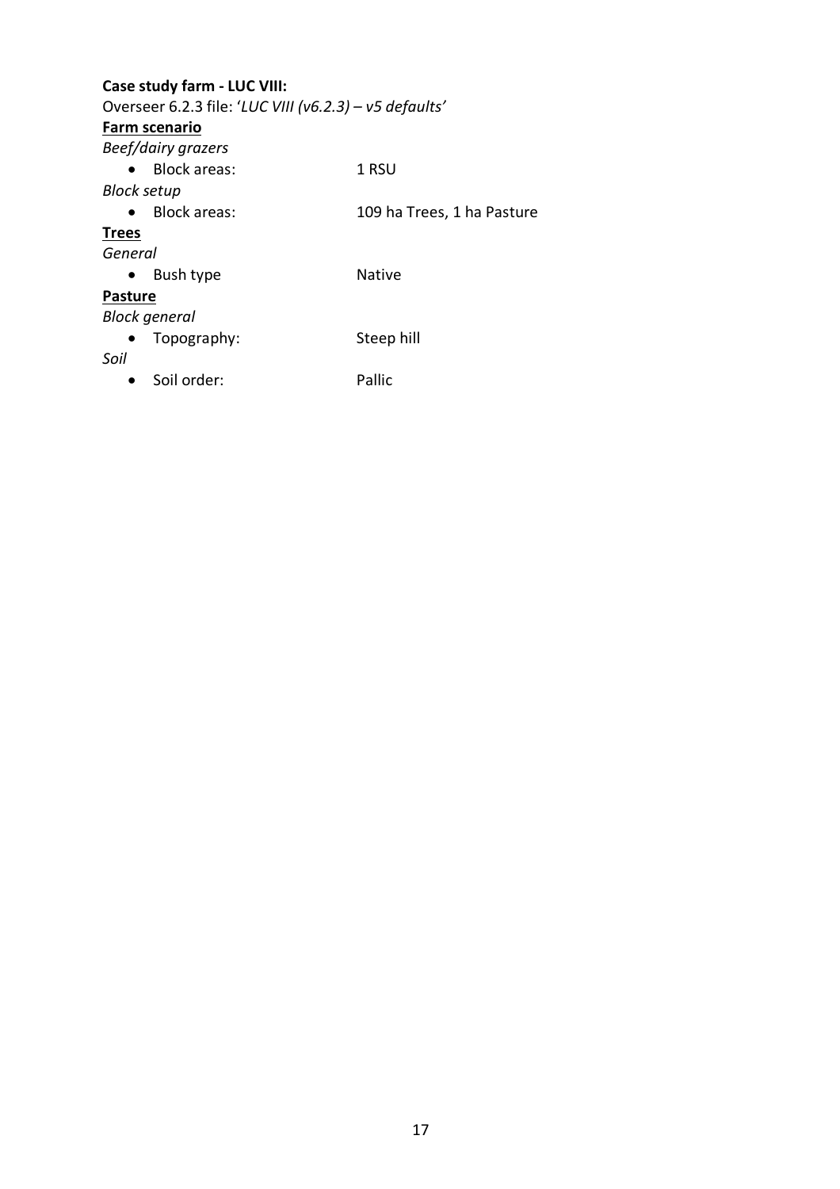**Case study farm - LUC VIII:**

Overseer 6.2.3 file: '*LUC VIII (v6.2.3) – v5 defaults*'

**<u>Farm scenario</u>**

*Beef/dairy grazers*

- Block areas: 1 RSU

*Block setup*

- Block areas: 109 ha Trees, 1 ha Pasture

**<u>Trees</u>**

*General*

- Bush type Native

**<u>Pasture</u>**

*Block general*

- Topography: Steep hill

*Soil*

- Soil order: Pallic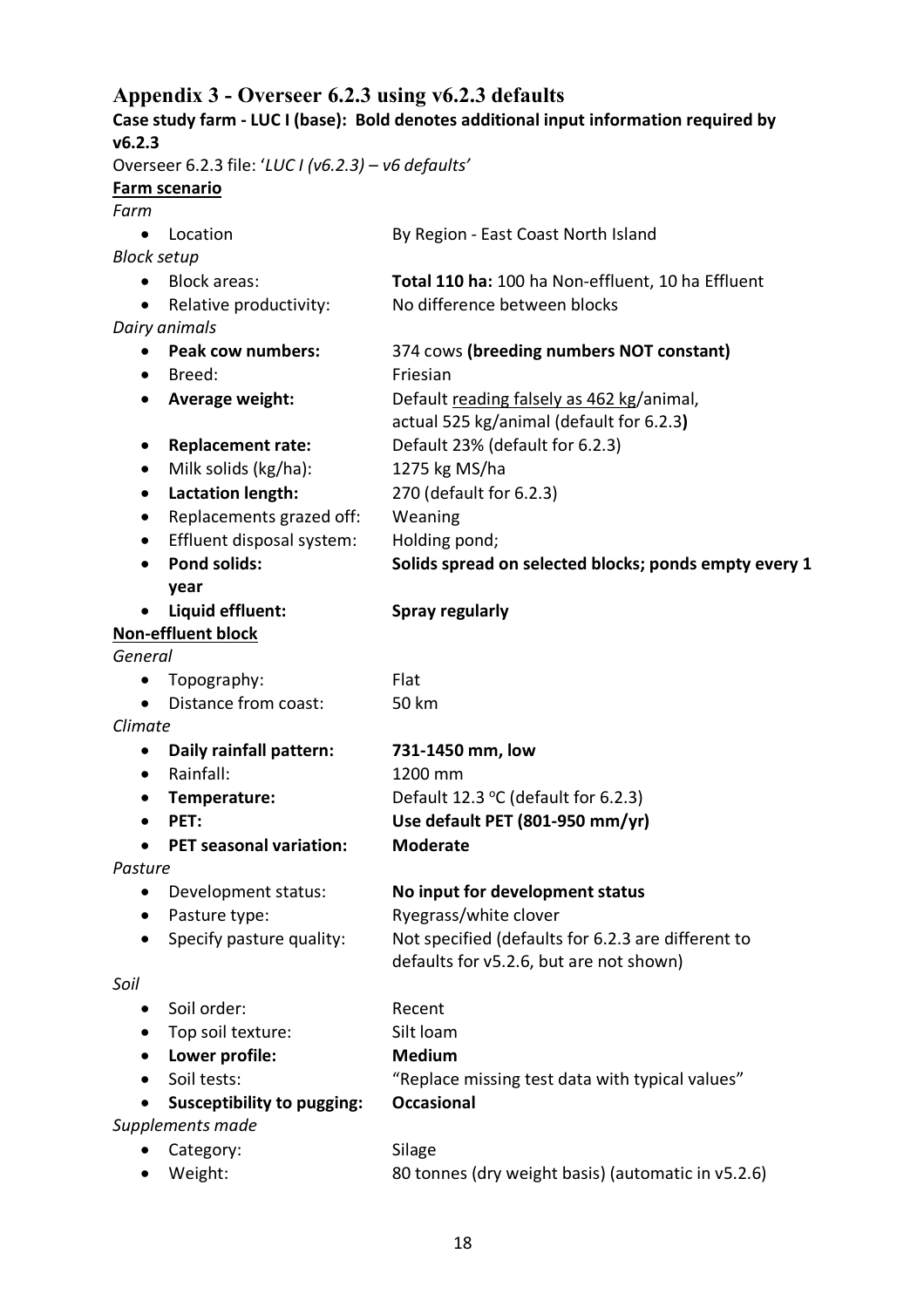## Appendix 3 - Overseer 6.2.3 using v6.2.3 defaults

**Case study farm - LUC I (base): Bold denotes additional input information required by v6.2.3**

Overseer 6.2.3 file: '*LUC I (v6.2.3) – v6 defaults*'

**Farm scenario**

*Farm*

- Location: By Region - East Coast North Island

*Block setup*

- Block areas: **Total 110 ha:** 100 ha Non-effluent, 10 ha Effluent
- Relative productivity: No difference between blocks

*Dairy animals*

- **Peak cow numbers:** 374 cows **(breeding numbers NOT constant)**
- Breed: Friesian
- **Average weight:** Default reading falsely as 462 kg/animal, actual 525 kg/animal (default for 6.2.3**)**
- **Replacement rate:** Default 23% (default for 6.2.3)
- Milk solids (kg/ha): 1275 kg MS/ha
- **Lactation length:** 270 (default for 6.2.3)
- Replacements grazed off: Weaning
- Effluent disposal system: Holding pond;
- **Pond solids: Solids spread on selected blocks; ponds empty every 1 year**
- **Liquid effluent: Spray regularly**

**Non-effluent block**

*General*

- Topography: Flat
- Distance from coast: 50 km

*Climate*

- **Daily rainfall pattern: 731-1450 mm, low**
- Rainfall: 1200 mm
- **Temperature:** Default 12.3 °C (default for 6.2.3)
- **PET: Use default PET (801-950 mm/yr)**
- **PET seasonal variation: Moderate**

*Pasture*

- Development status: **No input for development status**
- Pasture type: Ryegrass/white clover
- Specify pasture quality: Not specified (defaults for 6.2.3 are different to defaults for v5.2.6, but are not shown)

*Soil*

- Soil order: Recent
- Top soil texture: Silt loam
- **Lower profile: Medium**
- Soil tests: "Replace missing test data with typical values"
- **Susceptibility to pugging: Occasional**

*Supplements made*

- Category: Silage
- Weight: 80 tonnes (dry weight basis) (automatic in v5.2.6)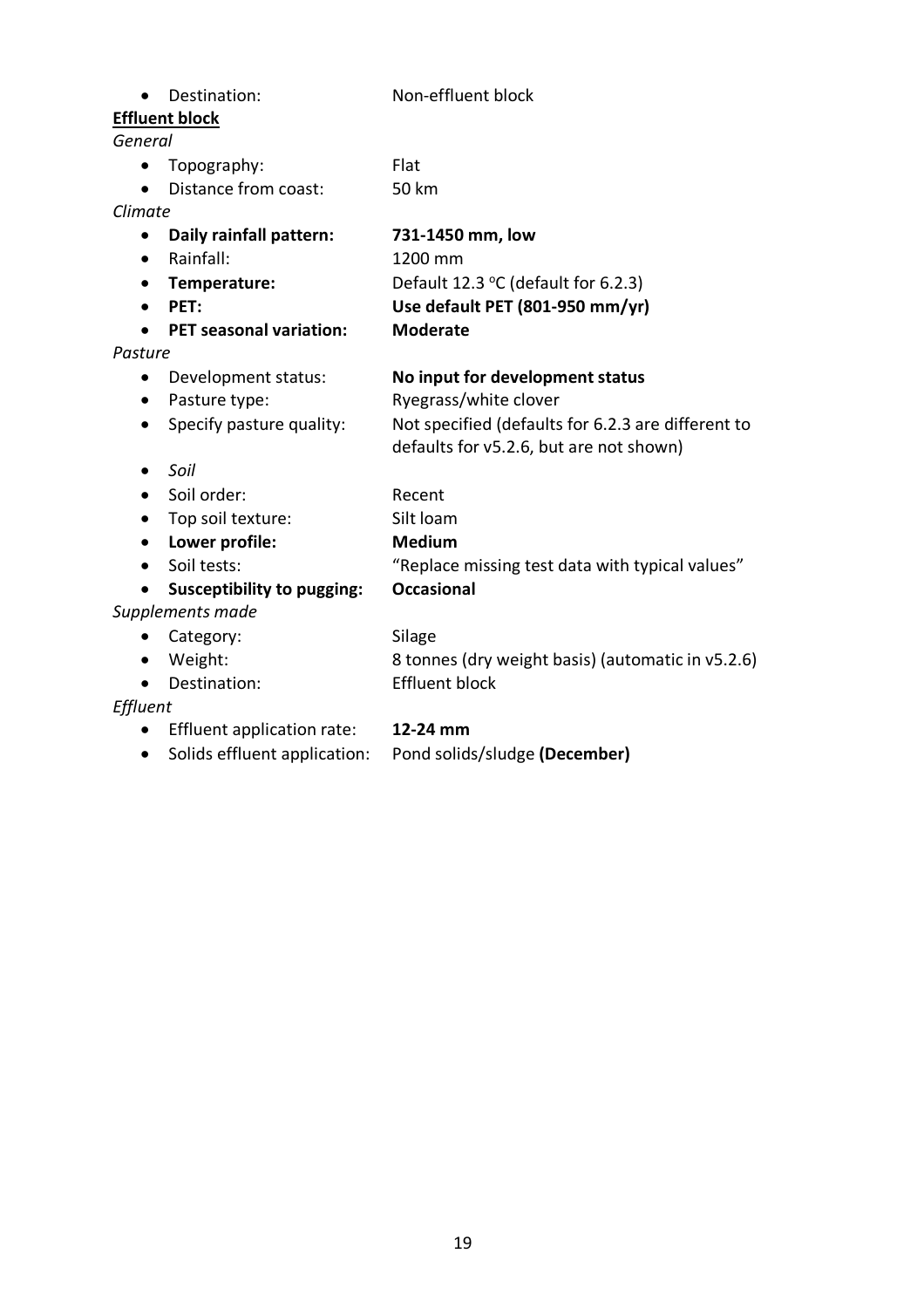- Destination: Non-effluent block

**<u>Effluent block</u>**

*General*

- Topography: Flat
- Distance from coast: 50 km

*Climate*

- **Daily rainfall pattern: 731-1450 mm, low**
- Rainfall: 1200 mm
- **Temperature:** Default 12.3 $^{o}$C (default for 6.2.3)
- **PET: Use default PET (801-950 mm/yr)**
- **PET seasonal variation: Moderate**

*Pasture*

- Development status: **No input for development status**
- Pasture type: Ryegrass/white clover
- Specify pasture quality: Not specified (defaults for 6.2.3 are different to defaults for v5.2.6, but are not shown)
- *Soil*
- Soil order: Recent
- Top soil texture: Silt loam
- **Lower profile: Medium**
- Soil tests: "Replace missing test data with typical values"
- **Susceptibility to pugging: Occasional**

*Supplements made*

- Category: Silage
- Weight: 8 tonnes (dry weight basis) (automatic in v5.2.6)
- Destination: Effluent block

*Effluent*

- Effluent application rate: **12-24 mm**
- Solids effluent application: Pond solids/sludge **(December)**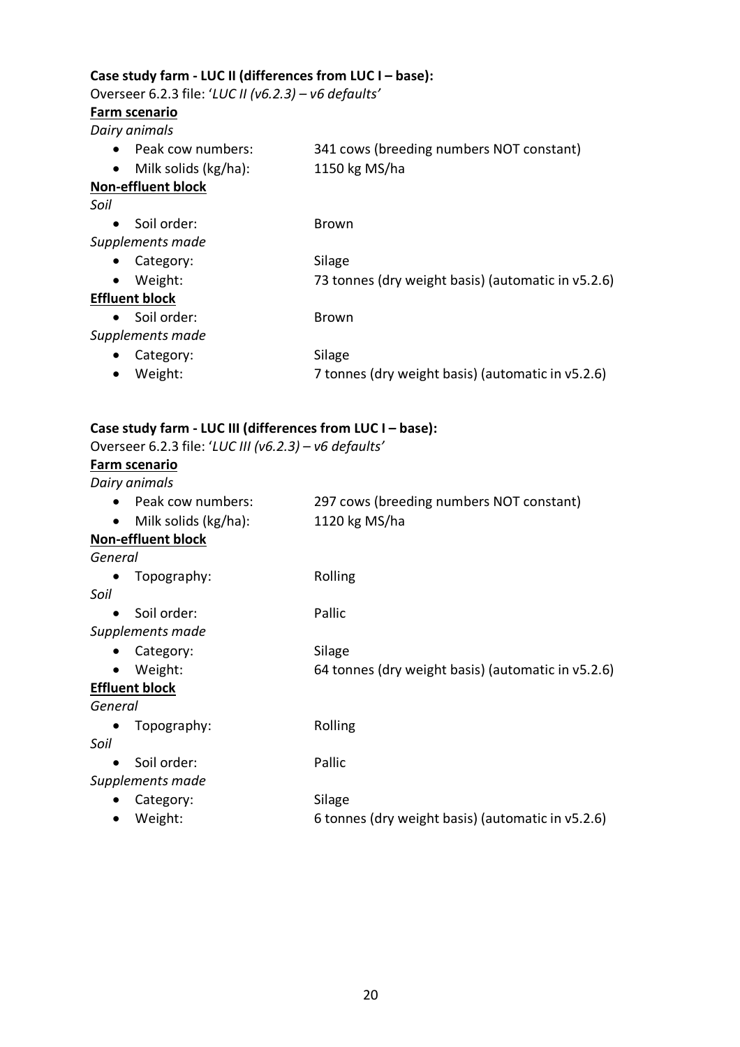**Case study farm - LUC II (differences from LUC I – base):**

Overseer 6.2.3 file: '*LUC II (v6.2.3) – v6 defaults*'

**Farm scenario**

*Dairy animals*

- Peak cow numbers: 341 cows (breeding numbers NOT constant)
- Milk solids (kg/ha): 1150 kg MS/ha

**Non-effluent block**

*Soil*

- Soil order: Brown

*Supplements made*

- Category: Silage
- Weight: 73 tonnes (dry weight basis) (automatic in v5.2.6)

**Effluent block**

- Soil order: Brown

*Supplements made*

- Category: Silage
- Weight: 7 tonnes (dry weight basis) (automatic in v5.2.6)

**Case study farm - LUC III (differences from LUC I – base):**

Overseer 6.2.3 file: '*LUC III (v6.2.3) – v6 defaults*'

**Farm scenario**

*Dairy animals*

- Peak cow numbers: 297 cows (breeding numbers NOT constant)
- Milk solids (kg/ha): 1120 kg MS/ha

**Non-effluent block**

*General*

- Topography: Rolling

*Soil*

- Soil order: Pallic

*Supplements made*

- Category: Silage
- Weight: 64 tonnes (dry weight basis) (automatic in v5.2.6)

**Effluent block**

*General*

- Topography: Rolling

*Soil*

- Soil order: Pallic

*Supplements made*

- Category: Silage
- Weight: 6 tonnes (dry weight basis) (automatic in v5.2.6)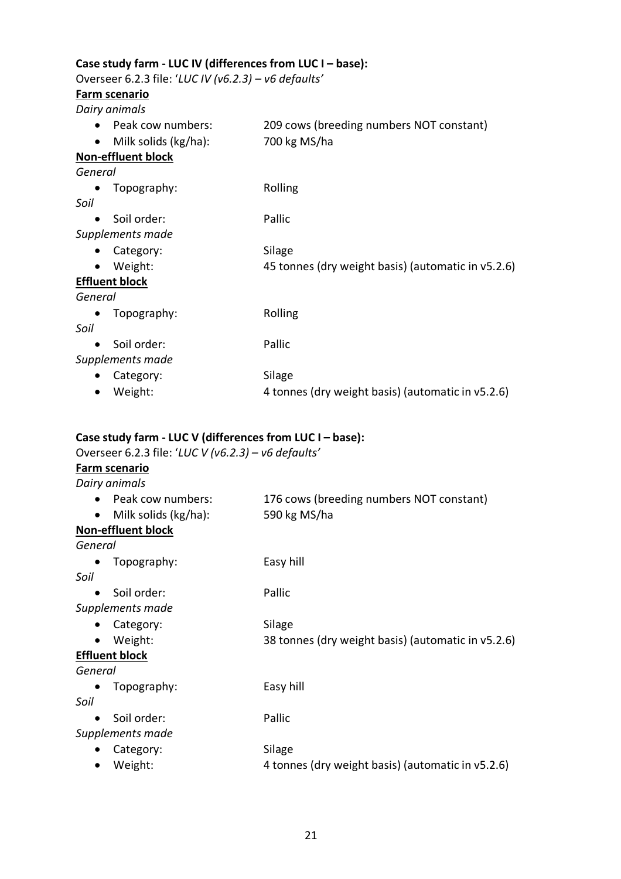**Case study farm - LUC IV (differences from LUC I – base):**

Overseer 6.2.3 file: '*LUC IV (v6.2.3) – v6 defaults*'

**Farm scenario**

*Dairy animals*

- Peak cow numbers: 209 cows (breeding numbers NOT constant)
- Milk solids (kg/ha): 700 kg MS/ha

**Non-effluent block**

*General*

- Topography: Rolling

*Soil*

- Soil order: Pallic

*Supplements made*

- Category: Silage
- Weight: 45 tonnes (dry weight basis) (automatic in v5.2.6)

**Effluent block**

*General*

- Topography: Rolling

*Soil*

- Soil order: Pallic

*Supplements made*

- Category: Silage
- Weight: 4 tonnes (dry weight basis) (automatic in v5.2.6)

**Case study farm - LUC V (differences from LUC I – base):**

Overseer 6.2.3 file: '*LUC V (v6.2.3) – v6 defaults*'

**Farm scenario**

*Dairy animals*

- Peak cow numbers: 176 cows (breeding numbers NOT constant)
- Milk solids (kg/ha): 590 kg MS/ha

**Non-effluent block**

*General*

- Topography: Easy hill

*Soil*

- Soil order: Pallic

*Supplements made*

- Category: Silage
- Weight: 38 tonnes (dry weight basis) (automatic in v5.2.6)

**Effluent block**

*General*

- Topography: Easy hill

*Soil*

- Soil order: Pallic

*Supplements made*

- Category: Silage
- Weight: 4 tonnes (dry weight basis) (automatic in v5.2.6)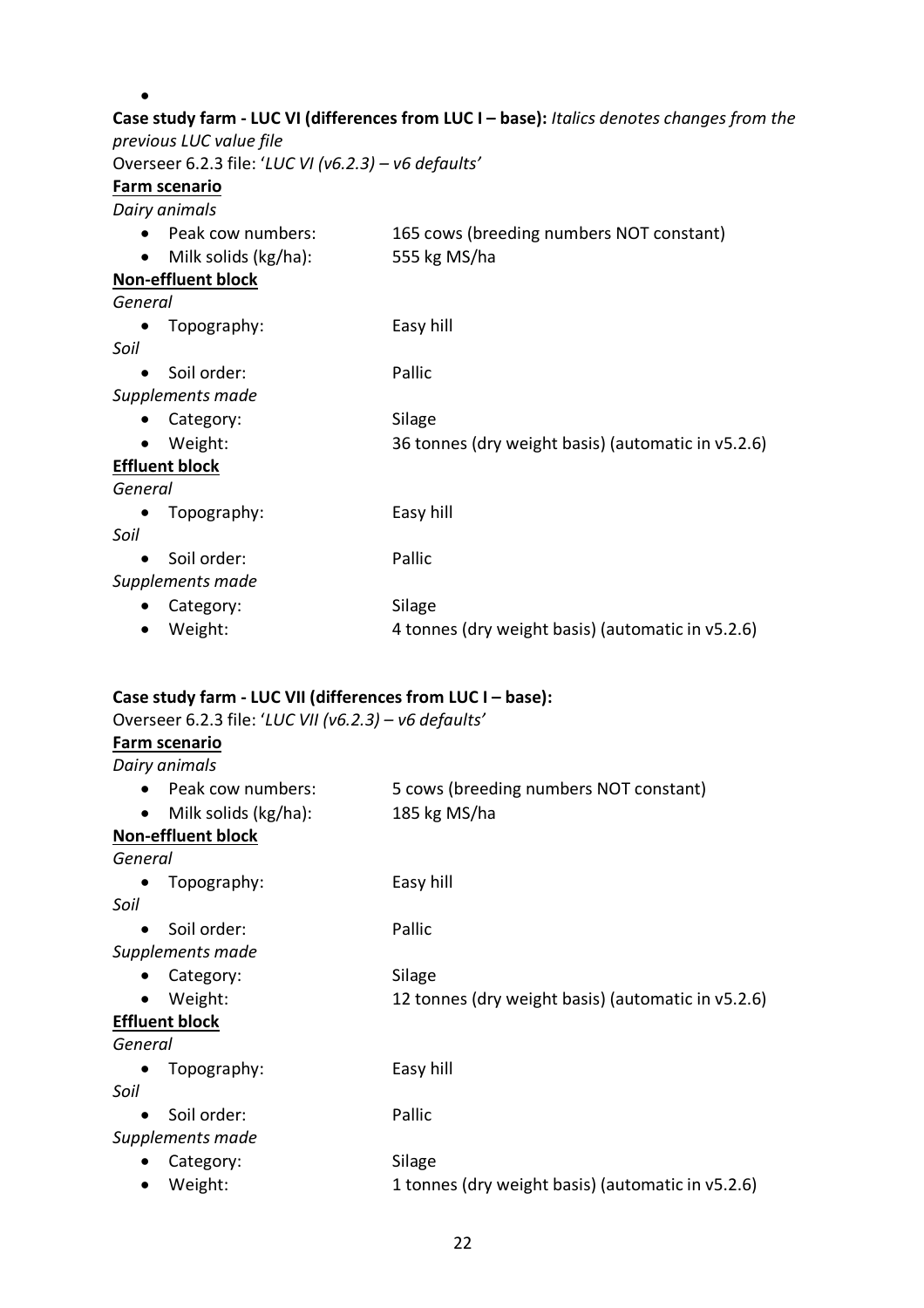- 

**Case study farm - LUC VI (differences from LUC I – base):** *Italics denotes changes from the previous LUC value file*

Overseer 6.2.3 file: '*LUC VI (v6.2.3) – v6 defaults*'

**Farm scenario**

*Dairy animals*

- Peak cow numbers: 165 cows (breeding numbers NOT constant)
- Milk solids (kg/ha): 555 kg MS/ha

**Non-effluent block**

*General*

- Topography: Easy hill

*Soil*

- Soil order: Pallic

*Supplements made*

- Category: Silage
- Weight: 36 tonnes (dry weight basis) (automatic in v5.2.6)

**Effluent block**

*General*

- Topography: Easy hill

*Soil*

- Soil order: Pallic

*Supplements made*

- Category: Silage
- Weight: 4 tonnes (dry weight basis) (automatic in v5.2.6)

**Case study farm - LUC VII (differences from LUC I – base):**

Overseer 6.2.3 file: '*LUC VII (v6.2.3) – v6 defaults*'

**Farm scenario**

*Dairy animals*

- Peak cow numbers: 5 cows (breeding numbers NOT constant)
- Milk solids (kg/ha): 185 kg MS/ha

**Non-effluent block**

*General*

- Topography: Easy hill

*Soil*

- Soil order: Pallic

*Supplements made*

- Category: Silage
- Weight: 12 tonnes (dry weight basis) (automatic in v5.2.6)

**Effluent block**

*General*

- Topography: Easy hill

*Soil*

- Soil order: Pallic

*Supplements made*

- Category: Silage
- Weight: 1 tonnes (dry weight basis) (automatic in v5.2.6)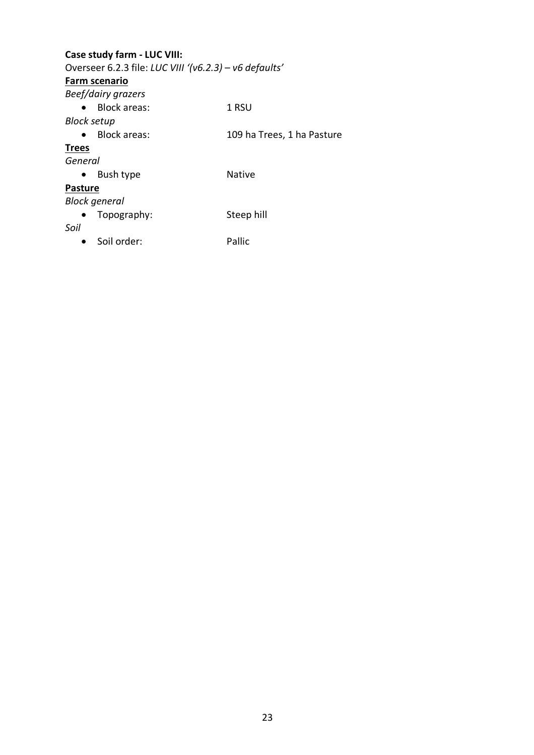**Case study farm - LUC VIII:**

Overseer 6.2.3 file: *LUC VIII '(v6.2.3) – v6 defaults'*

**<u>Farm scenario</u>**

*Beef/dairy grazers*

- Block areas: 1 RSU

*Block setup*

- Block areas: 109 ha Trees, 1 ha Pasture

**<u>Trees</u>**

*General*

- Bush type Native

**<u>Pasture</u>**

*Block general*

- Topography: Steep hill

*Soil*

- Soil order: Pallic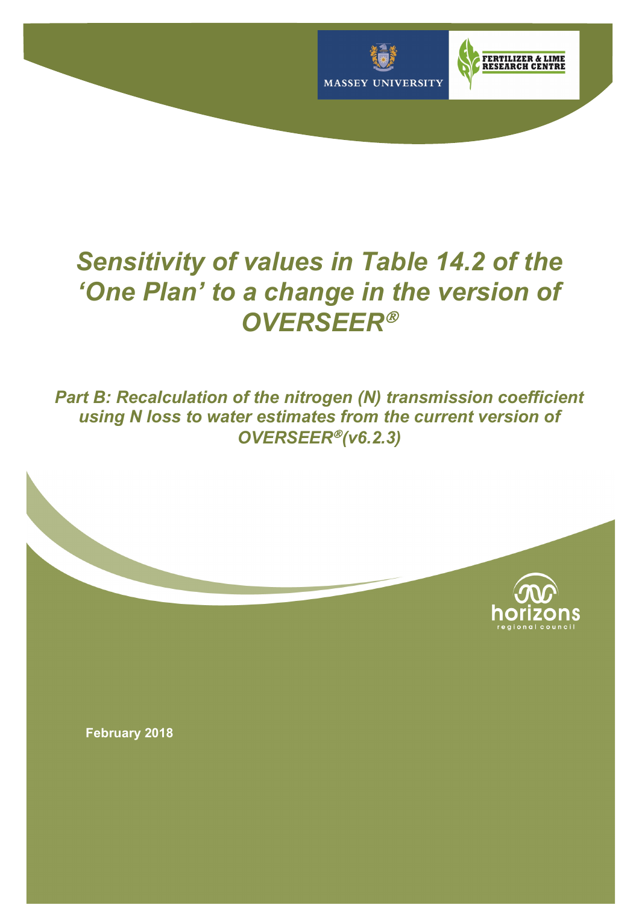# *Sensitivity of values in Table 14.2 of the 'One Plan' to a change in the version of OVERSEER®*

***Part B: Recalculation of the nitrogen (N) transmission coefficient using N loss to water estimates from the current version of OVERSEER®(v6.2.3)***

**February 2018**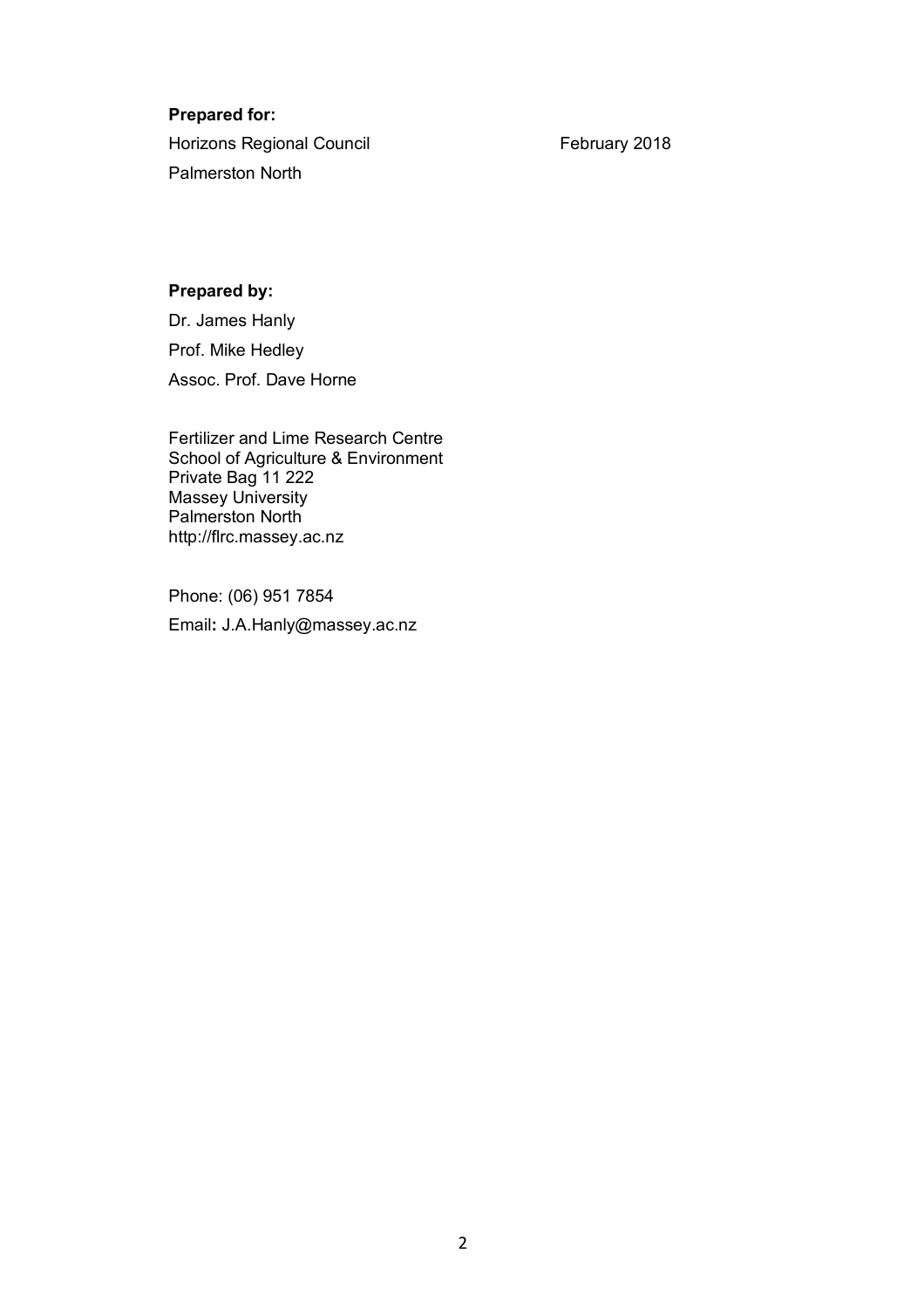**Prepared for:**

Horizons Regional Council February 2018

Palmerston North

**Prepared by:**

Dr. James Hanly

Prof. Mike Hedley

Assoc. Prof. Dave Horne

Fertilizer and Lime Research Centre
School of Agriculture & Environment
Private Bag 11 222
Massey University
Palmerston North
http://flrc.massey.ac.nz

Phone: (06) 951 7854

Email**:** J.A.Hanly@massey.ac.nz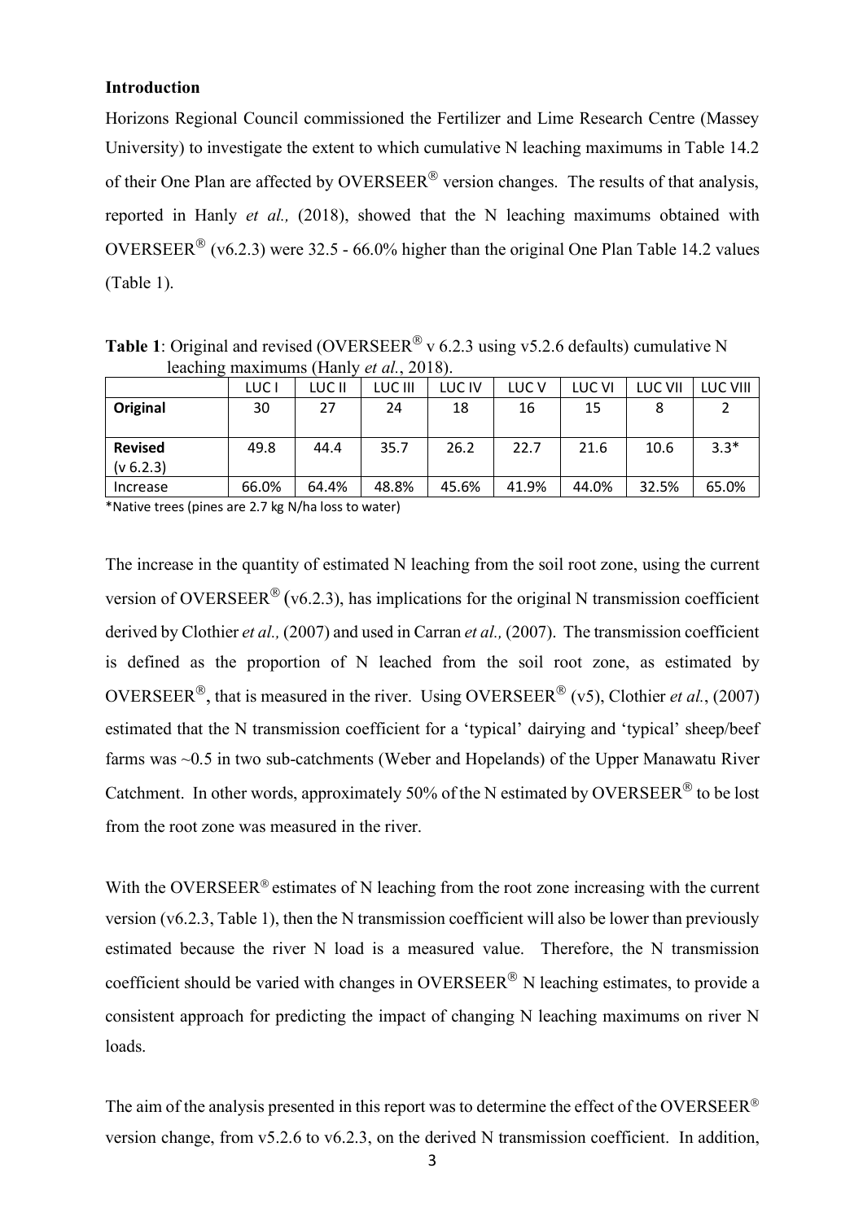**Introduction**

Horizons Regional Council commissioned the Fertilizer and Lime Research Centre (Massey University) to investigate the extent to which cumulative N leaching maximums in Table 14.2 of their One Plan are affected by OVERSEER® version changes. The results of that analysis, reported in Hanly *et al.,* (2018), showed that the N leaching maximums obtained with OVERSEER® (v6.2.3) were 32.5 - 66.0% higher than the original One Plan Table 14.2 values (Table 1).

**Table 1**: Original and revised (OVERSEER® v 6.2.3 using v5.2.6 defaults) cumulative N leaching maximums (Hanly *et al.*, 2018).

| | LUC I | LUC II | LUC III | LUC IV | LUC V | LUC VI | LUC VII | LUC VIII |
|---|---|---|---|---|---|---|---|---|
| **Original** | 30 | 27 | 24 | 18 | 16 | 15 | 8 | 2 |
| **Revised (v 6.2.3)** | 49.8 | 44.4 | 35.7 | 26.2 | 22.7 | 21.6 | 10.6 | 3.3* |
| Increase | 66.0% | 64.4% | 48.8% | 45.6% | 41.9% | 44.0% | 32.5% | 65.0% |

*Native trees (pines are 2.7 kg N/ha loss to water)

The increase in the quantity of estimated N leaching from the soil root zone, using the current version of OVERSEER® (v6.2.3), has implications for the original N transmission coefficient derived by Clothier *et al.,* (2007) and used in Carran *et al.,* (2007). The transmission coefficient is defined as the proportion of N leached from the soil root zone, as estimated by OVERSEER®, that is measured in the river. Using OVERSEER® (v5), Clothier *et al.*, (2007) estimated that the N transmission coefficient for a 'typical' dairying and 'typical' sheep/beef farms was ~0.5 in two sub-catchments (Weber and Hopelands) of the Upper Manawatu River Catchment. In other words, approximately 50% of the N estimated by OVERSEER® to be lost from the root zone was measured in the river.

With the OVERSEER® estimates of N leaching from the root zone increasing with the current version (v6.2.3, Table 1), then the N transmission coefficient will also be lower than previously estimated because the river N load is a measured value. Therefore, the N transmission coefficient should be varied with changes in OVERSEER® N leaching estimates, to provide a consistent approach for predicting the impact of changing N leaching maximums on river N loads.

The aim of the analysis presented in this report was to determine the effect of the OVERSEER® version change, from v5.2.6 to v6.2.3, on the derived N transmission coefficient. In addition,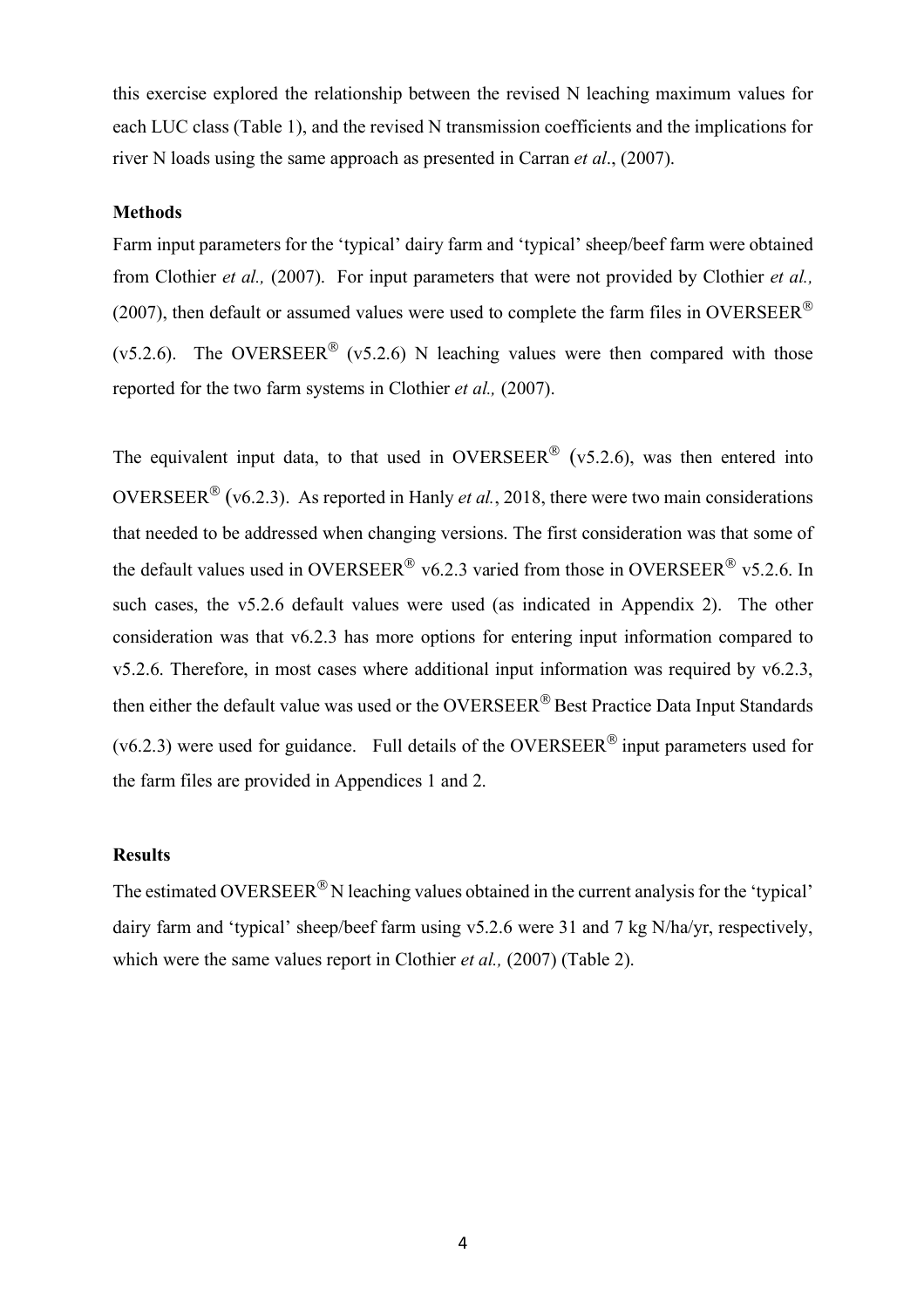this exercise explored the relationship between the revised N leaching maximum values for each LUC class (Table 1), and the revised N transmission coefficients and the implications for river N loads using the same approach as presented in Carran *et al*., (2007).

**Methods**

Farm input parameters for the 'typical' dairy farm and 'typical' sheep/beef farm were obtained from Clothier *et al.,* (2007). For input parameters that were not provided by Clothier *et al.,* (2007), then default or assumed values were used to complete the farm files in OVERSEER® (v5.2.6). The OVERSEER® (v5.2.6) N leaching values were then compared with those reported for the two farm systems in Clothier *et al.,* (2007).

The equivalent input data, to that used in OVERSEER® (v5.2.6), was then entered into OVERSEER® (v6.2.3). As reported in Hanly *et al.*, 2018, there were two main considerations that needed to be addressed when changing versions. The first consideration was that some of the default values used in OVERSEER® v6.2.3 varied from those in OVERSEER® v5.2.6. In such cases, the v5.2.6 default values were used (as indicated in Appendix 2). The other consideration was that v6.2.3 has more options for entering input information compared to v5.2.6. Therefore, in most cases where additional input information was required by v6.2.3, then either the default value was used or the OVERSEER® Best Practice Data Input Standards (v6.2.3) were used for guidance. Full details of the OVERSEER® input parameters used for the farm files are provided in Appendices 1 and 2.

**Results**

The estimated OVERSEER® N leaching values obtained in the current analysis for the 'typical' dairy farm and 'typical' sheep/beef farm using v5.2.6 were 31 and 7 kg N/ha/yr, respectively, which were the same values report in Clothier *et al.,* (2007) (Table 2).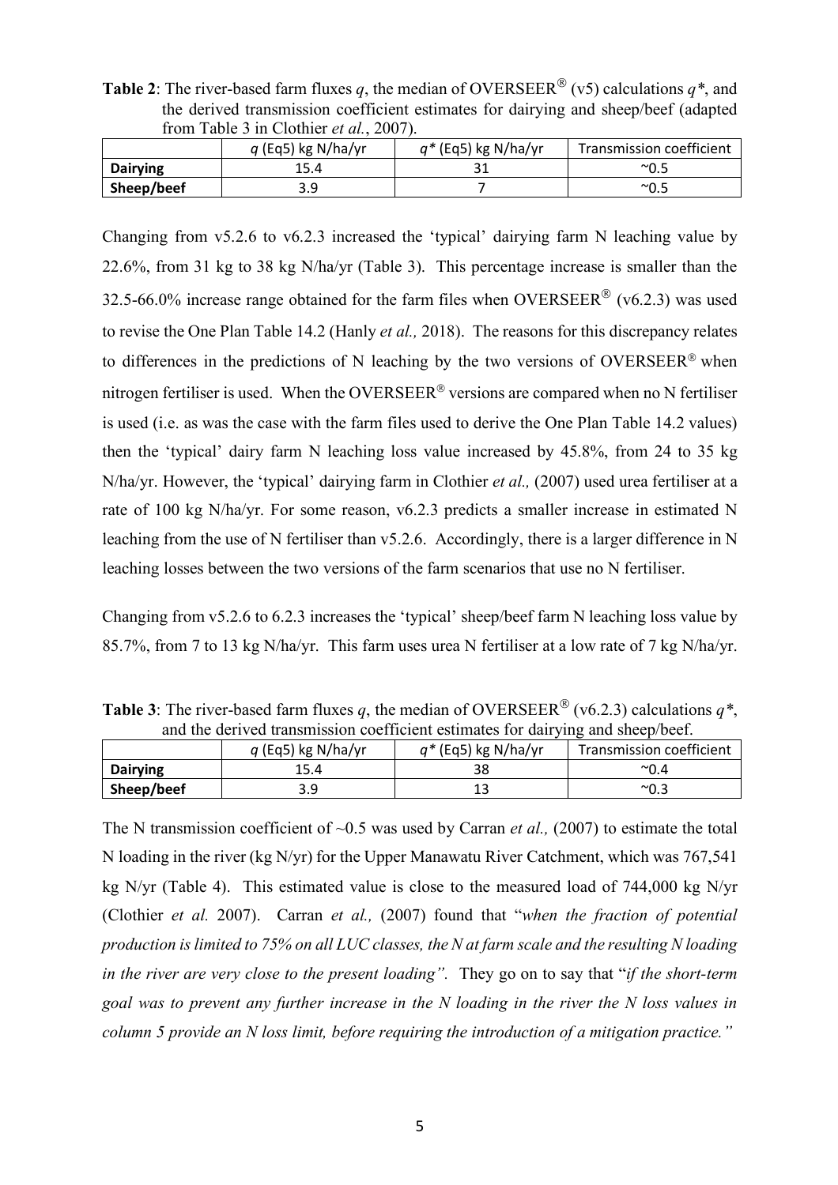**Table 2**: The river-based farm fluxes $q$, the median of OVERSEER® (v5) calculations $q^*$, and the derived transmission coefficient estimates for dairying and sheep/beef (adapted from Table 3 in Clothier *et al.*, 2007).

| | $q$ (Eq5) kg N/ha/yr | $q^*$ (Eq5) kg N/ha/yr | Transmission coefficient |
|---|---|---|---|
| **Dairying** | 15.4 | 31 | ~0.5 |
| **Sheep/beef** | 3.9 | 7 | ~0.5 |

Changing from v5.2.6 to v6.2.3 increased the 'typical' dairying farm N leaching value by 22.6%, from 31 kg to 38 kg N/ha/yr (Table 3). This percentage increase is smaller than the 32.5-66.0% increase range obtained for the farm files when OVERSEER® (v6.2.3) was used to revise the One Plan Table 14.2 (Hanly *et al.,* 2018). The reasons for this discrepancy relates to differences in the predictions of N leaching by the two versions of OVERSEER® when nitrogen fertiliser is used. When the OVERSEER® versions are compared when no N fertiliser is used (i.e. as was the case with the farm files used to derive the One Plan Table 14.2 values) then the 'typical' dairy farm N leaching loss value increased by 45.8%, from 24 to 35 kg N/ha/yr. However, the 'typical' dairying farm in Clothier *et al.,* (2007) used urea fertiliser at a rate of 100 kg N/ha/yr. For some reason, v6.2.3 predicts a smaller increase in estimated N leaching from the use of N fertiliser than v5.2.6. Accordingly, there is a larger difference in N leaching losses between the two versions of the farm scenarios that use no N fertiliser.

Changing from v5.2.6 to 6.2.3 increases the 'typical' sheep/beef farm N leaching loss value by 85.7%, from 7 to 13 kg N/ha/yr. This farm uses urea N fertiliser at a low rate of 7 kg N/ha/yr.

**Table 3**: The river-based farm fluxes $q$, the median of OVERSEER® (v6.2.3) calculations $q^*$, and the derived transmission coefficient estimates for dairying and sheep/beef.

| | $q$ (Eq5) kg N/ha/yr | $q^*$ (Eq5) kg N/ha/yr | Transmission coefficient |
|---|---|---|---|
| **Dairying** | 15.4 | 38 | ~0.4 |
| **Sheep/beef** | 3.9 | 13 | ~0.3 |

The N transmission coefficient of ~0.5 was used by Carran *et al.,* (2007) to estimate the total N loading in the river (kg N/yr) for the Upper Manawatu River Catchment, which was 767,541 kg N/yr (Table 4). This estimated value is close to the measured load of 744,000 kg N/yr (Clothier *et al.* 2007). Carran *et al.,* (2007) found that "*when the fraction of potential production is limited to 75% on all LUC classes, the N at farm scale and the resulting N loading in the river are very close to the present loading".* They go on to say that "*if the short-term goal was to prevent any further increase in the N loading in the river the N loss values in column 5 provide an N loss limit, before requiring the introduction of a mitigation practice."*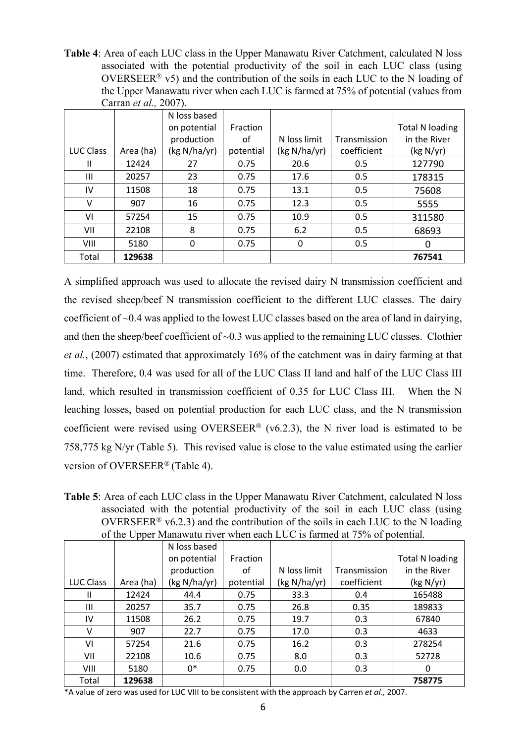**Table 4**: Area of each LUC class in the Upper Manawatu River Catchment, calculated N loss associated with the potential productivity of the soil in each LUC class (using OVERSEER® v5) and the contribution of the soils in each LUC to the N loading of the Upper Manawatu river when each LUC is farmed at 75% of potential (values from Carran *et al.,* 2007).

| LUC Class | Area (ha) | N loss based on potential production (kg N/ha/yr) | Fraction of potential | N loss limit (kg N/ha/yr) | Transmission coefficient | Total N loading in the River (kg N/yr) |
|---|---|---|---|---|---|---|
| II | 12424 | 27 | 0.75 | 20.6 | 0.5 | 127790 |
| III | 20257 | 23 | 0.75 | 17.6 | 0.5 | 178315 |
| IV | 11508 | 18 | 0.75 | 13.1 | 0.5 | 75608 |
| V | 907 | 16 | 0.75 | 12.3 | 0.5 | 5555 |
| VI | 57254 | 15 | 0.75 | 10.9 | 0.5 | 311580 |
| VII | 22108 | 8 | 0.75 | 6.2 | 0.5 | 68693 |
| VIII | 5180 | 0 | 0.75 | 0 | 0.5 | 0 |
| Total | **129638** | | | | | **767541** |

A simplified approach was used to allocate the revised dairy N transmission coefficient and the revised sheep/beef N transmission coefficient to the different LUC classes. The dairy coefficient of ~0.4 was applied to the lowest LUC classes based on the area of land in dairying, and then the sheep/beef coefficient of ~0.3 was applied to the remaining LUC classes. Clothier *et al.*, (2007) estimated that approximately 16% of the catchment was in dairy farming at that time. Therefore, 0.4 was used for all of the LUC Class II land and half of the LUC Class III land, which resulted in transmission coefficient of 0.35 for LUC Class III. When the N leaching losses, based on potential production for each LUC class, and the N transmission coefficient were revised using OVERSEER® (v6.2.3), the N river load is estimated to be 758,775 kg N/yr (Table 5). This revised value is close to the value estimated using the earlier version of OVERSEER® (Table 4).

**Table 5**: Area of each LUC class in the Upper Manawatu River Catchment, calculated N loss associated with the potential productivity of the soil in each LUC class (using OVERSEER® v6.2.3) and the contribution of the soils in each LUC to the N loading of the Upper Manawatu river when each LUC is farmed at 75% of potential.

| LUC Class | Area (ha) | N loss based on potential production (kg N/ha/yr) | Fraction of potential | N loss limit (kg N/ha/yr) | Transmission coefficient | Total N loading in the River (kg N/yr) |
|---|---|---|---|---|---|---|
| II | 12424 | 44.4 | 0.75 | 33.3 | 0.4 | 165488 |
| III | 20257 | 35.7 | 0.75 | 26.8 | 0.35 | 189833 |
| IV | 11508 | 26.2 | 0.75 | 19.7 | 0.3 | 67840 |
| V | 907 | 22.7 | 0.75 | 17.0 | 0.3 | 4633 |
| VI | 57254 | 21.6 | 0.75 | 16.2 | 0.3 | 278254 |
| VII | 22108 | 10.6 | 0.75 | 8.0 | 0.3 | 52728 |
| VIII | 5180 | 0* | 0.75 | 0.0 | 0.3 | 0 |
| Total | **129638** | | | | | **758775** |

*A value of zero was used for LUC VIII to be consistent with the approach by Carren *et al.,* 2007.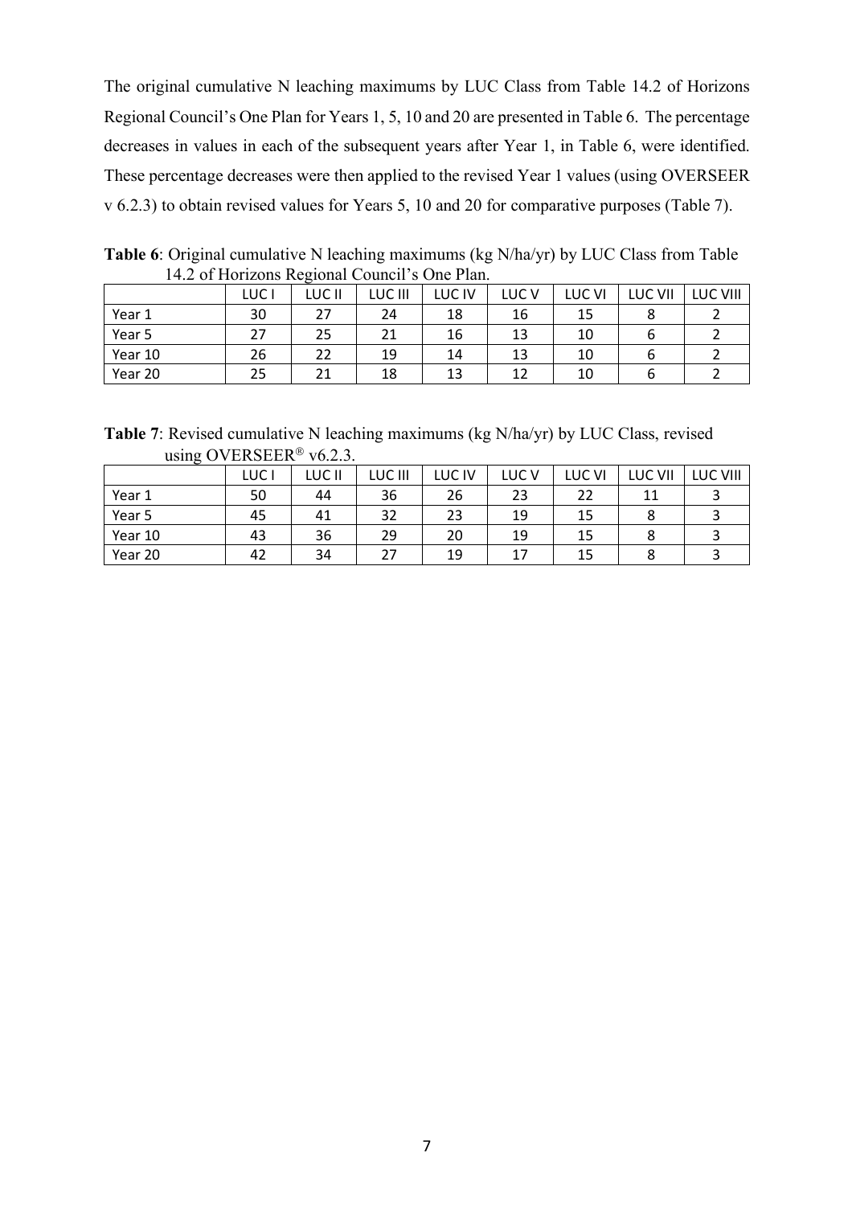The original cumulative N leaching maximums by LUC Class from Table 14.2 of Horizons Regional Council's One Plan for Years 1, 5, 10 and 20 are presented in Table 6. The percentage decreases in values in each of the subsequent years after Year 1, in Table 6, were identified. These percentage decreases were then applied to the revised Year 1 values (using OVERSEER v 6.2.3) to obtain revised values for Years 5, 10 and 20 for comparative purposes (Table 7).

**Table 6**: Original cumulative N leaching maximums (kg N/ha/yr) by LUC Class from Table 14.2 of Horizons Regional Council's One Plan.

| | LUC I | LUC II | LUC III | LUC IV | LUC V | LUC VI | LUC VII | LUC VIII |
|---|---|---|---|---|---|---|---|---|
| Year 1 | 30 | 27 | 24 | 18 | 16 | 15 | 8 | 2 |
| Year 5 | 27 | 25 | 21 | 16 | 13 | 10 | 6 | 2 |
| Year 10 | 26 | 22 | 19 | 14 | 13 | 10 | 6 | 2 |
| Year 20 | 25 | 21 | 18 | 13 | 12 | 10 | 6 | 2 |

**Table 7**: Revised cumulative N leaching maximums (kg N/ha/yr) by LUC Class, revised using OVERSEER® v6.2.3.

| | LUC I | LUC II | LUC III | LUC IV | LUC V | LUC VI | LUC VII | LUC VIII |
|---|---|---|---|---|---|---|---|---|
| Year 1 | 50 | 44 | 36 | 26 | 23 | 22 | 11 | 3 |
| Year 5 | 45 | 41 | 32 | 23 | 19 | 15 | 8 | 3 |
| Year 10 | 43 | 36 | 29 | 20 | 19 | 15 | 8 | 3 |
| Year 20 | 42 | 34 | 27 | 19 | 17 | 15 | 8 | 3 |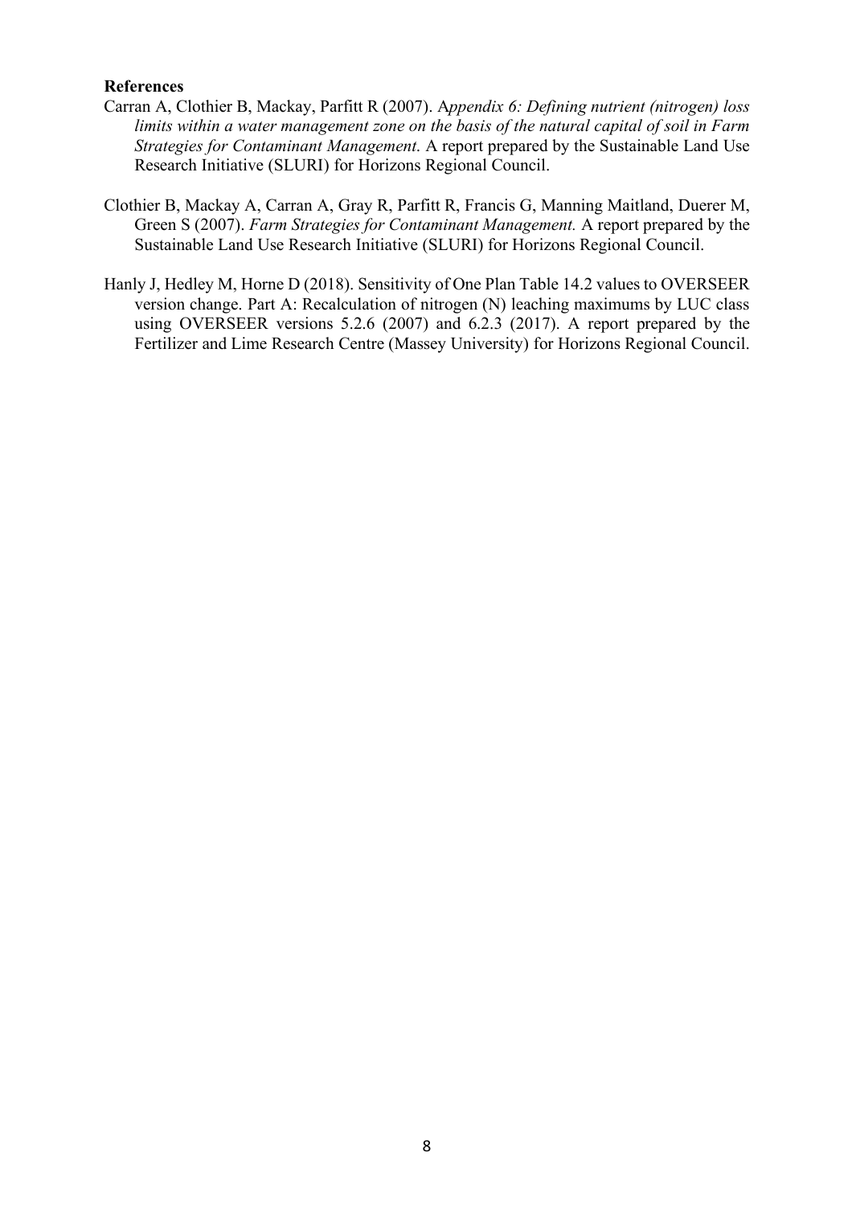**References**

Carran A, Clothier B, Mackay, Parfitt R (2007). A*ppendix 6: Defining nutrient (nitrogen) loss limits within a water management zone on the basis of the natural capital of soil in Farm Strategies for Contaminant Management*. A report prepared by the Sustainable Land Use Research Initiative (SLURI) for Horizons Regional Council.

Clothier B, Mackay A, Carran A, Gray R, Parfitt R, Francis G, Manning Maitland, Duerer M, Green S (2007). *Farm Strategies for Contaminant Management.* A report prepared by the Sustainable Land Use Research Initiative (SLURI) for Horizons Regional Council.

Hanly J, Hedley M, Horne D (2018). Sensitivity of One Plan Table 14.2 values to OVERSEER version change. Part A: Recalculation of nitrogen (N) leaching maximums by LUC class using OVERSEER versions 5.2.6 (2007) and 6.2.3 (2017). A report prepared by the Fertilizer and Lime Research Centre (Massey University) for Horizons Regional Council.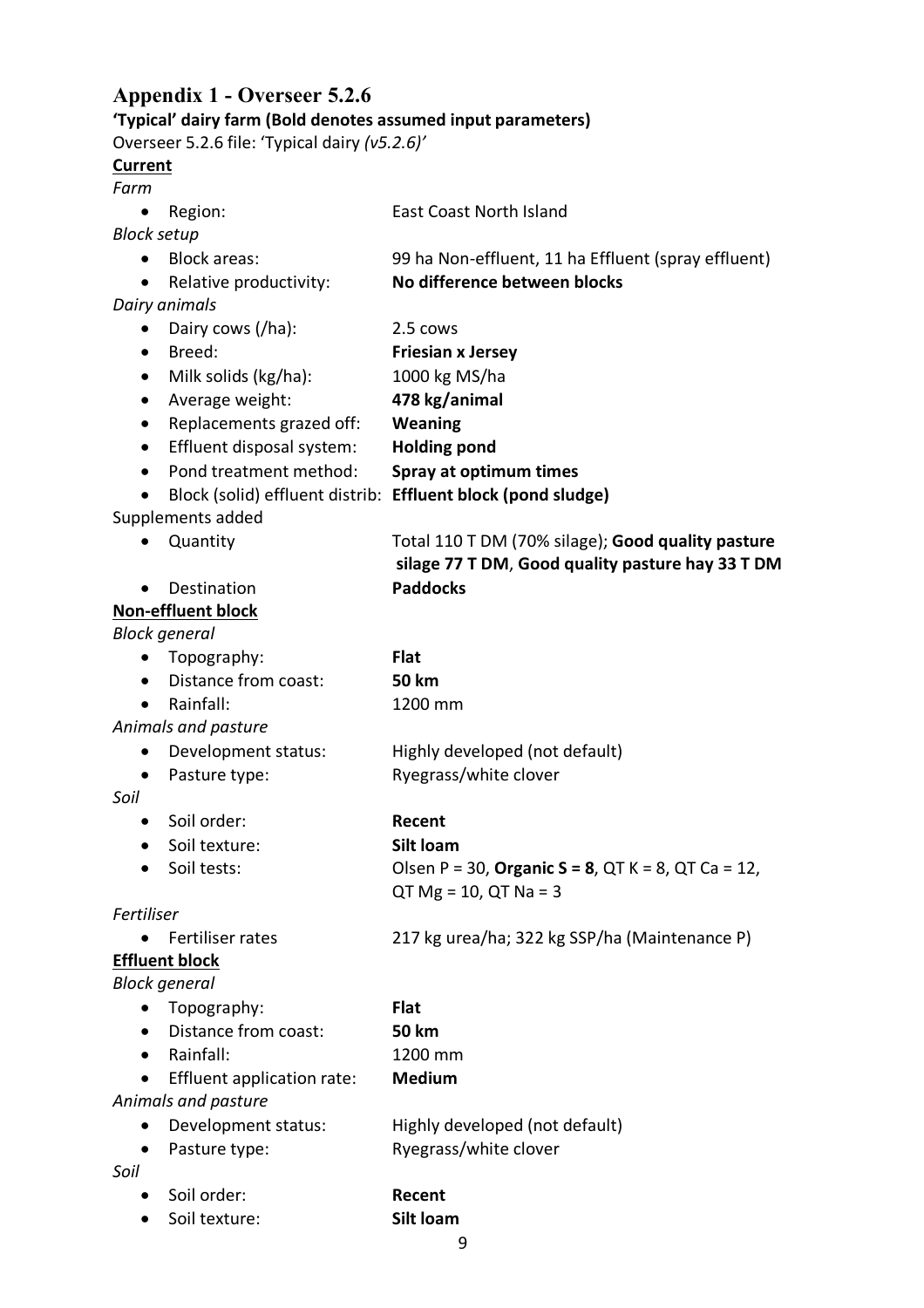## Appendix 1 - Overseer 5.2.6

**'Typical' dairy farm (Bold denotes assumed input parameters)**

Overseer 5.2.6 file: 'Typical dairy *(v5.2.6)*'

**Current**

*Farm*

- Region: East Coast North Island

*Block setup*

- Block areas: 99 ha Non-effluent, 11 ha Effluent (spray effluent)
- Relative productivity: **No difference between blocks**

*Dairy animals*

- Dairy cows (/ha): 2.5 cows
- Breed: **Friesian x Jersey**
- Milk solids (kg/ha): 1000 kg MS/ha
- Average weight: **478 kg/animal**
- Replacements grazed off: **Weaning**
- Effluent disposal system: **Holding pond**
- Pond treatment method: **Spray at optimum times**
- Block (solid) effluent distrib: **Effluent block (pond sludge)**

Supplements added

- Quantity: Total 110 T DM (70% silage); **Good quality pasture silage 77 T DM**, **Good quality pasture hay 33 T DM**
- Destination: **Paddocks**

**Non-effluent block**

*Block general*

- Topography: **Flat**
- Distance from coast: **50 km**
- Rainfall: 1200 mm

*Animals and pasture*

- Development status: Highly developed (not default)
- Pasture type: Ryegrass/white clover

*Soil*

- Soil order: **Recent**
- Soil texture: **Silt loam**
- Soil tests: Olsen P = 30, **Organic S = 8**, QT K = 8, QT Ca = 12, QT Mg = 10, QT Na = 3

*Fertiliser*

- Fertiliser rates: 217 kg urea/ha; 322 kg SSP/ha (Maintenance P)

**Effluent block**

*Block general*

- Topography: **Flat**
- Distance from coast: **50 km**
- Rainfall: 1200 mm
- Effluent application rate: **Medium**

*Animals and pasture*

- Development status: Highly developed (not default)
- Pasture type: Ryegrass/white clover

*Soil*

- Soil order: **Recent**
- Soil texture: **Silt loam**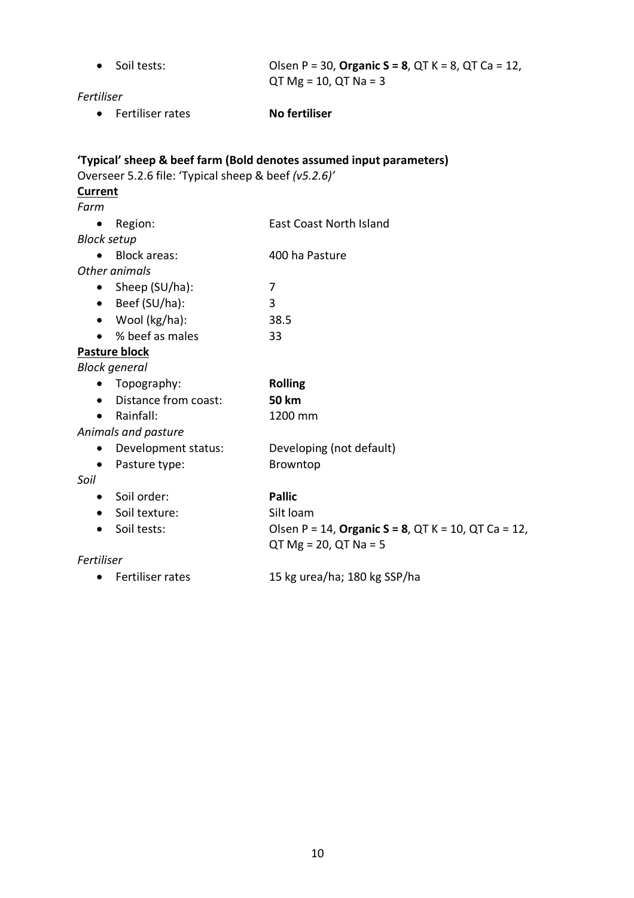- Soil tests: Olsen P = 30, **Organic S = 8**, QT K = 8, QT Ca = 12, QT Mg = 10, QT Na = 3

*Fertiliser*

- Fertiliser rates **No fertiliser**

**'Typical' sheep & beef farm (Bold denotes assumed input parameters)**

Overseer 5.2.6 file: 'Typical sheep & beef *(v5.2.6)'*

**Current**

*Farm*

- Region: East Coast North Island

*Block setup*

- Block areas: 400 ha Pasture

*Other animals*

- Sheep (SU/ha): 7
- Beef (SU/ha): 3
- Wool (kg/ha): 38.5
- % beef as males 33

**Pasture block**

*Block general*

- Topography: **Rolling**
- Distance from coast: **50 km**
- Rainfall: 1200 mm

*Animals and pasture*

- Development status: Developing (not default)
- Pasture type: Browntop

*Soil*

- Soil order: **Pallic**
- Soil texture: Silt loam
- Soil tests: Olsen P = 14, **Organic S = 8**, QT K = 10, QT Ca = 12, QT Mg = 20, QT Na = 5

*Fertiliser*

- Fertiliser rates 15 kg urea/ha; 180 kg SSP/ha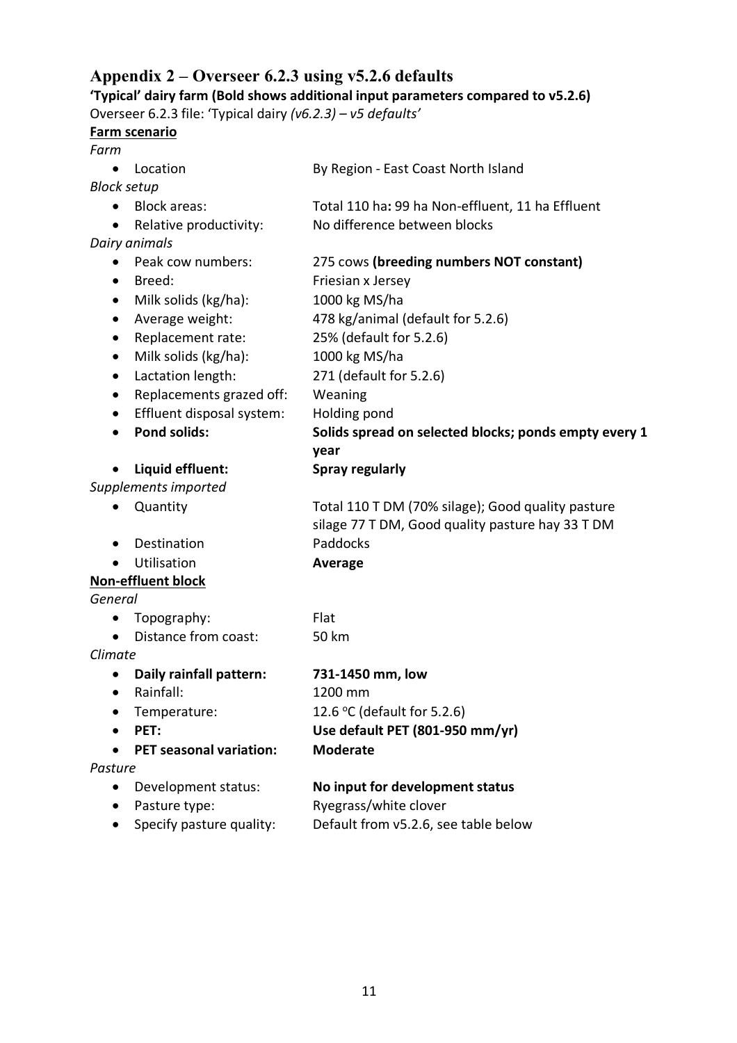## Appendix 2 – Overseer 6.2.3 using v5.2.6 defaults

**'Typical' dairy farm (Bold shows additional input parameters compared to v5.2.6)**

Overseer 6.2.3 file: 'Typical dairy *(v6.2.3) – v5 defaults'*

**Farm scenario**

*Farm*

- Location: By Region - East Coast North Island

*Block setup*

- Block areas: Total 110 ha**:** 99 ha Non-effluent, 11 ha Effluent
- Relative productivity: No difference between blocks

*Dairy animals*

- Peak cow numbers: 275 cows **(breeding numbers NOT constant)**
- Breed: Friesian x Jersey
- Milk solids (kg/ha): 1000 kg MS/ha
- Average weight: 478 kg/animal (default for 5.2.6)
- Replacement rate: 25% (default for 5.2.6)
- Milk solids (kg/ha): 1000 kg MS/ha
- Lactation length: 271 (default for 5.2.6)
- Replacements grazed off: Weaning
- Effluent disposal system: Holding pond
- **Pond solids: Solids spread on selected blocks; ponds empty every 1 year**
- **Liquid effluent: Spray regularly**

*Supplements imported*

- Quantity: Total 110 T DM (70% silage); Good quality pasture silage 77 T DM, Good quality pasture hay 33 T DM
- Destination: Paddocks
- Utilisation: **Average**

**Non-effluent block**

*General*

- Topography: Flat
- Distance from coast: 50 km

*Climate*

- **Daily rainfall pattern: 731-1450 mm, low**
- Rainfall: 1200 mm
- Temperature: 12.6 °C (default for 5.2.6)
- **PET: Use default PET (801-950 mm/yr)**
- **PET seasonal variation: Moderate**

*Pasture*

- Development status: **No input for development status**
- Pasture type: Ryegrass/white clover
- Specify pasture quality: Default from v5.2.6, see table below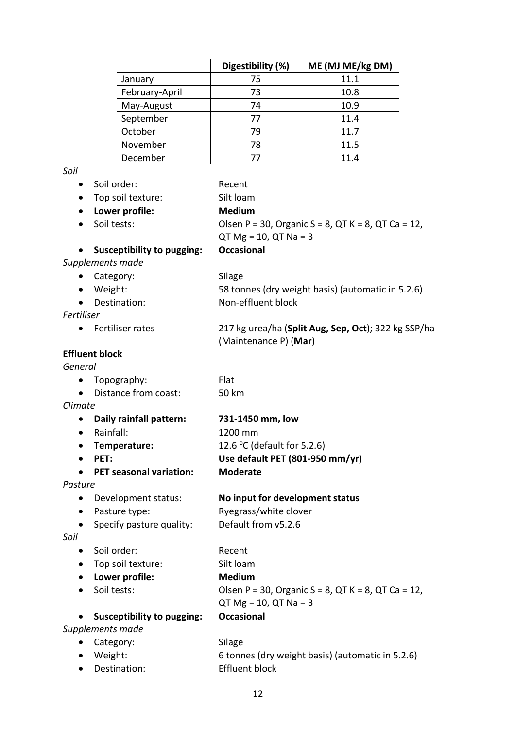|  | Digestibility (%) | ME (MJ ME/kg DM) |
|---|---|---|
| January | 75 | 11.1 |
| February-April | 73 | 10.8 |
| May-August | 74 | 10.9 |
| September | 77 | 11.4 |
| October | 79 | 11.7 |
| November | 78 | 11.5 |
| December | 77 | 11.4 |

*Soil*

- Soil order: Recent
- Top soil texture: Silt loam
- **Lower profile:** **Medium**
- Soil tests: Olsen P = 30, Organic S = 8, QT K = 8, QT Ca = 12, QT Mg = 10, QT Na = 3
- **Susceptibility to pugging:** **Occasional**

*Supplements made*

- Category: Silage
- Weight: 58 tonnes (dry weight basis) (automatic in 5.2.6)
- Destination: Non-effluent block

*Fertiliser*

- Fertiliser rates 217 kg urea/ha (**Split Aug, Sep, Oct**); 322 kg SSP/ha (Maintenance P) (**Mar**)

**Effluent block**

*General*

- Topography: Flat
- Distance from coast: 50 km

*Climate*

- **Daily rainfall pattern:** **731-1450 mm, low**
- Rainfall: 1200 mm
- **Temperature:** 12.6 °C (default for 5.2.6)
- **PET:** **Use default PET (801-950 mm/yr)**
- **PET seasonal variation:** **Moderate**

*Pasture*

- Development status: **No input for development status**
- Pasture type: Ryegrass/white clover
- Specify pasture quality: Default from v5.2.6

*Soil*

- Soil order: Recent
- Top soil texture: Silt loam
- **Lower profile:** **Medium**
- Soil tests: Olsen P = 30, Organic S = 8, QT K = 8, QT Ca = 12, QT Mg = 10, QT Na = 3
- **Susceptibility to pugging:** **Occasional**

*Supplements made*

- Category: Silage
- Weight: 6 tonnes (dry weight basis) (automatic in 5.2.6)
- Destination: Effluent block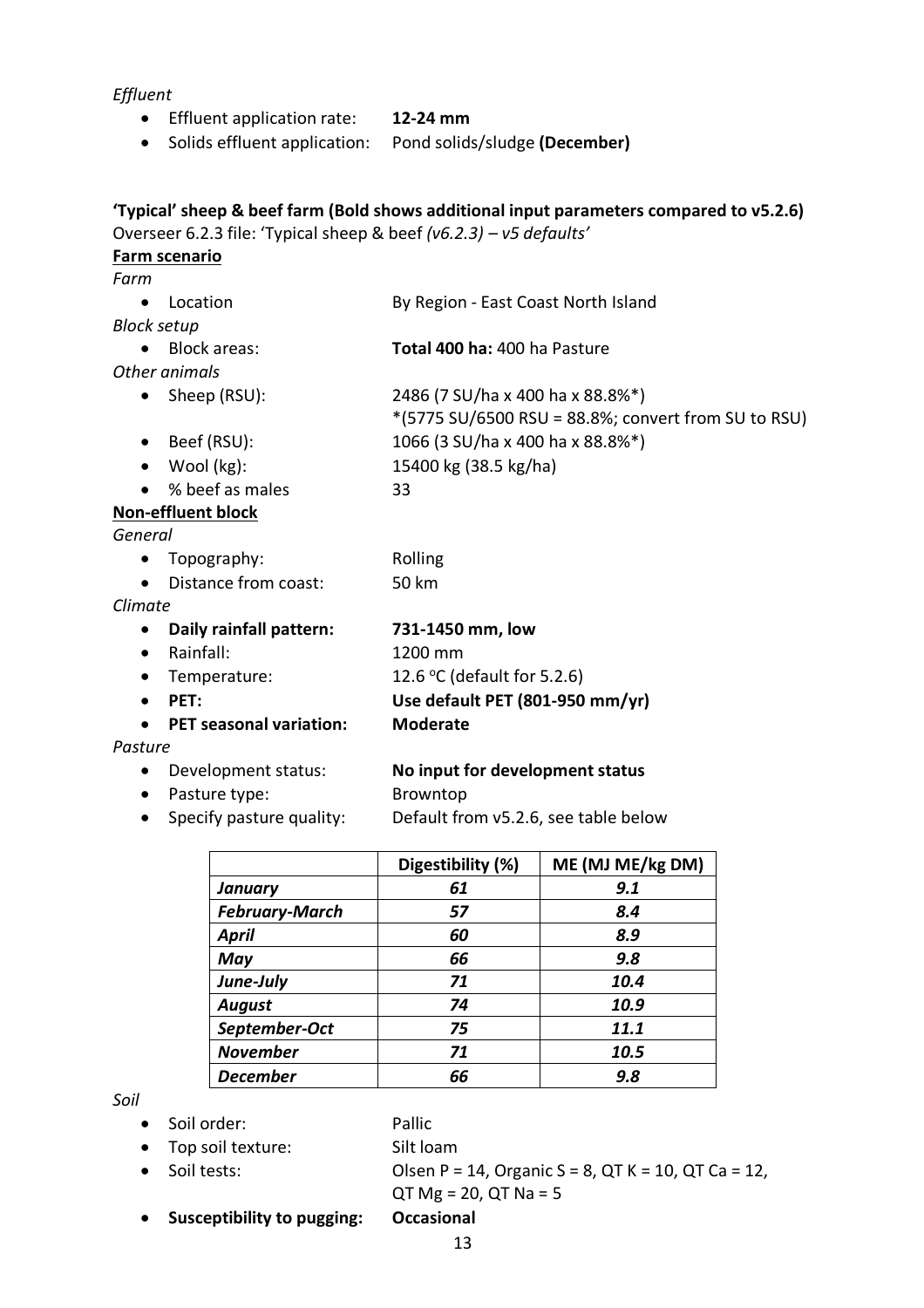*Effluent*

- Effluent application rate: **12-24 mm**
- Solids effluent application: Pond solids/sludge **(December)**

**'Typical' sheep & beef farm (Bold shows additional input parameters compared to v5.2.6)**

Overseer 6.2.3 file: 'Typical sheep & beef *(v6.2.3) – v5 defaults*'

**Farm scenario**

*Farm*

- Location: By Region - East Coast North Island

*Block setup*

- Block areas: **Total 400 ha:** 400 ha Pasture

*Other animals*

- Sheep (RSU): 2486 (7 SU/ha x 400 ha x 88.8%*)
  *(5775 SU/6500 RSU = 88.8%; convert from SU to RSU)
- Beef (RSU): 1066 (3 SU/ha x 400 ha x 88.8%*)
- Wool (kg): 15400 kg (38.5 kg/ha)
- % beef as males: 33

**Non-effluent block**

*General*

- Topography: Rolling
- Distance from coast: 50 km

*Climate*

- **Daily rainfall pattern: 731-1450 mm, low**
- Rainfall: 1200 mm
- Temperature: 12.6 °C (default for 5.2.6)
- **PET: Use default PET (801-950 mm/yr)**
- **PET seasonal variation: Moderate**

*Pasture*

- Development status: **No input for development status**
- Pasture type: Browntop
- Specify pasture quality: Default from v5.2.6, see table below

| | Digestibility (%) | ME (MJ ME/kg DM) |
|---|---|---|
| ***January*** | ***61*** | ***9.1*** |
| ***February-March*** | ***57*** | ***8.4*** |
| ***April*** | ***60*** | ***8.9*** |
| ***May*** | ***66*** | ***9.8*** |
| ***June-July*** | ***71*** | ***10.4*** |
| ***August*** | ***74*** | ***10.9*** |
| ***September-Oct*** | ***75*** | ***11.1*** |
| ***November*** | ***71*** | ***10.5*** |
| ***December*** | ***66*** | ***9.8*** |

*Soil*

- Soil order: Pallic
- Top soil texture: Silt loam
- Soil tests: Olsen P = 14, Organic S = 8, QT K = 10, QT Ca = 12, QT Mg = 20, QT Na = 5
- **Susceptibility to pugging: Occasional**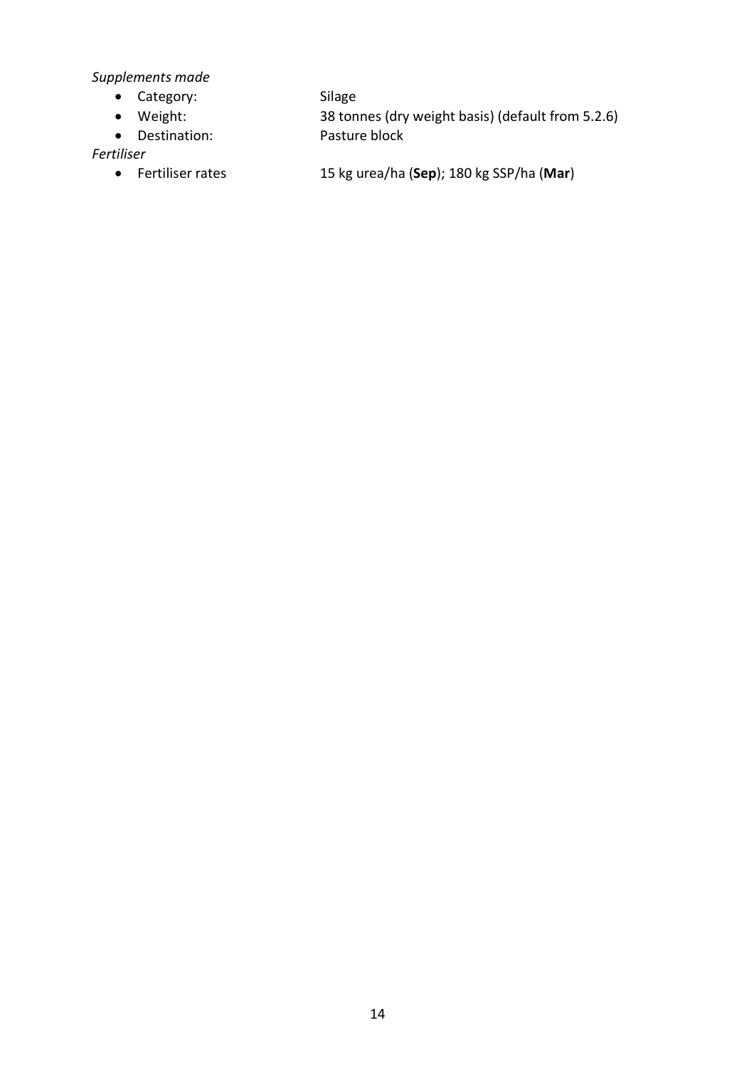*Supplements made*

- Category: Silage
- Weight: 38 tonnes (dry weight basis) (default from 5.2.6)
- Destination: Pasture block

*Fertiliser*

- Fertiliser rates 15 kg urea/ha (**Sep**); 180 kg SSP/ha (**Mar**)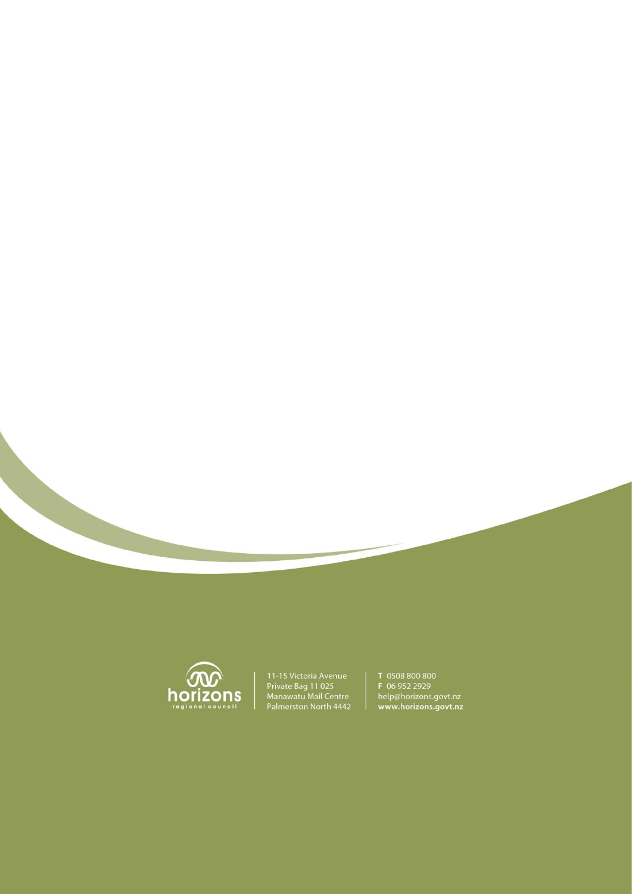horizons
regional council

11-15 Victoria Avenue
Private Bag 11 025
Manawatu Mail Centre
Palmerston North 4442

T 0508 800 800
F 06 952 2929
help@horizons.govt.nz
**www.horizons.govt.nz**